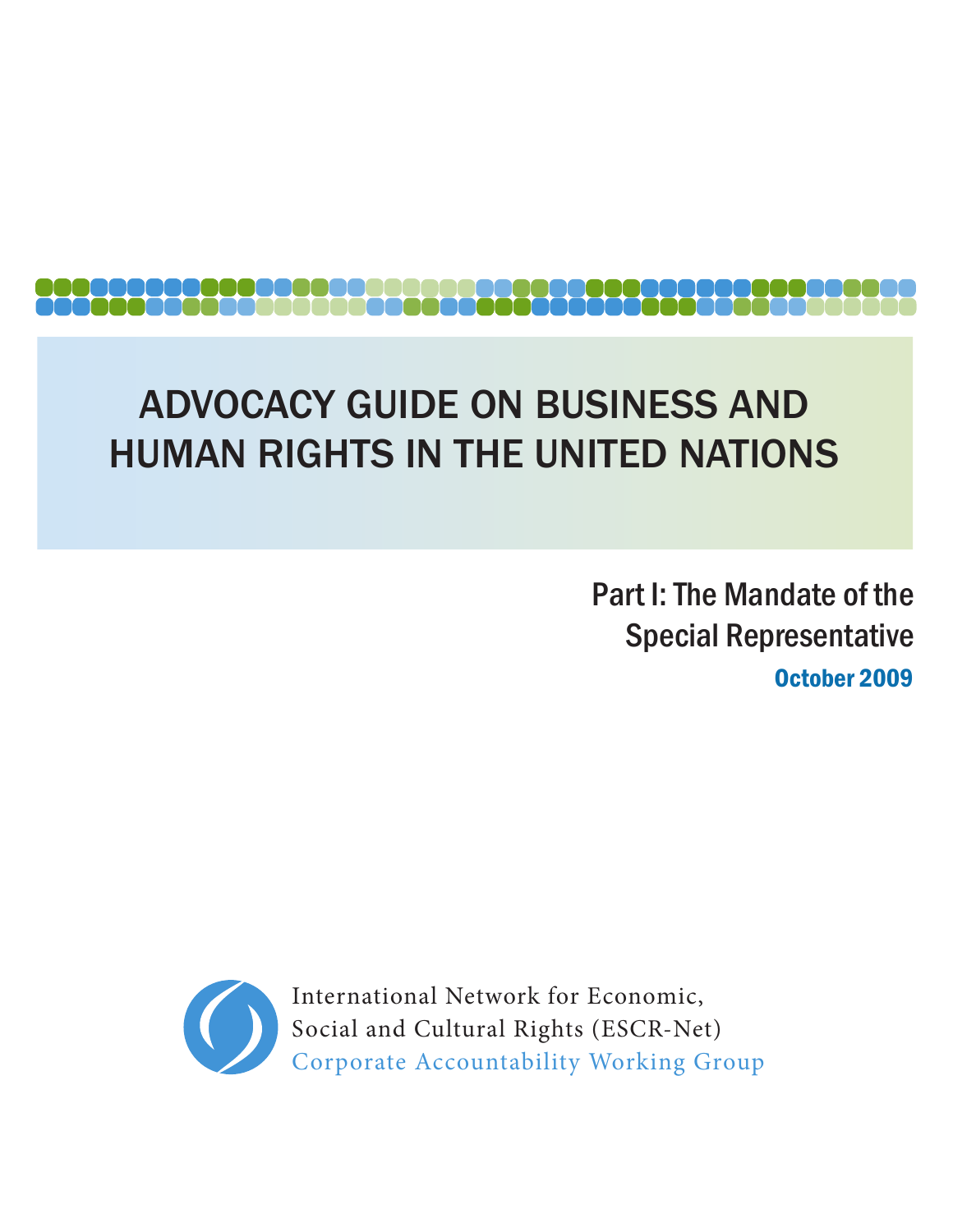# ADVOCACY GUIDE ON BUSINESS AND HUMAN RIGHTS IN THE UNITED NATIONS

## Part I: The Mandate of the Special Representative

**October 2009**

International Network for Economic, Social and Cultural Rights (ESCR-Net)

Corporate Accountability Working Group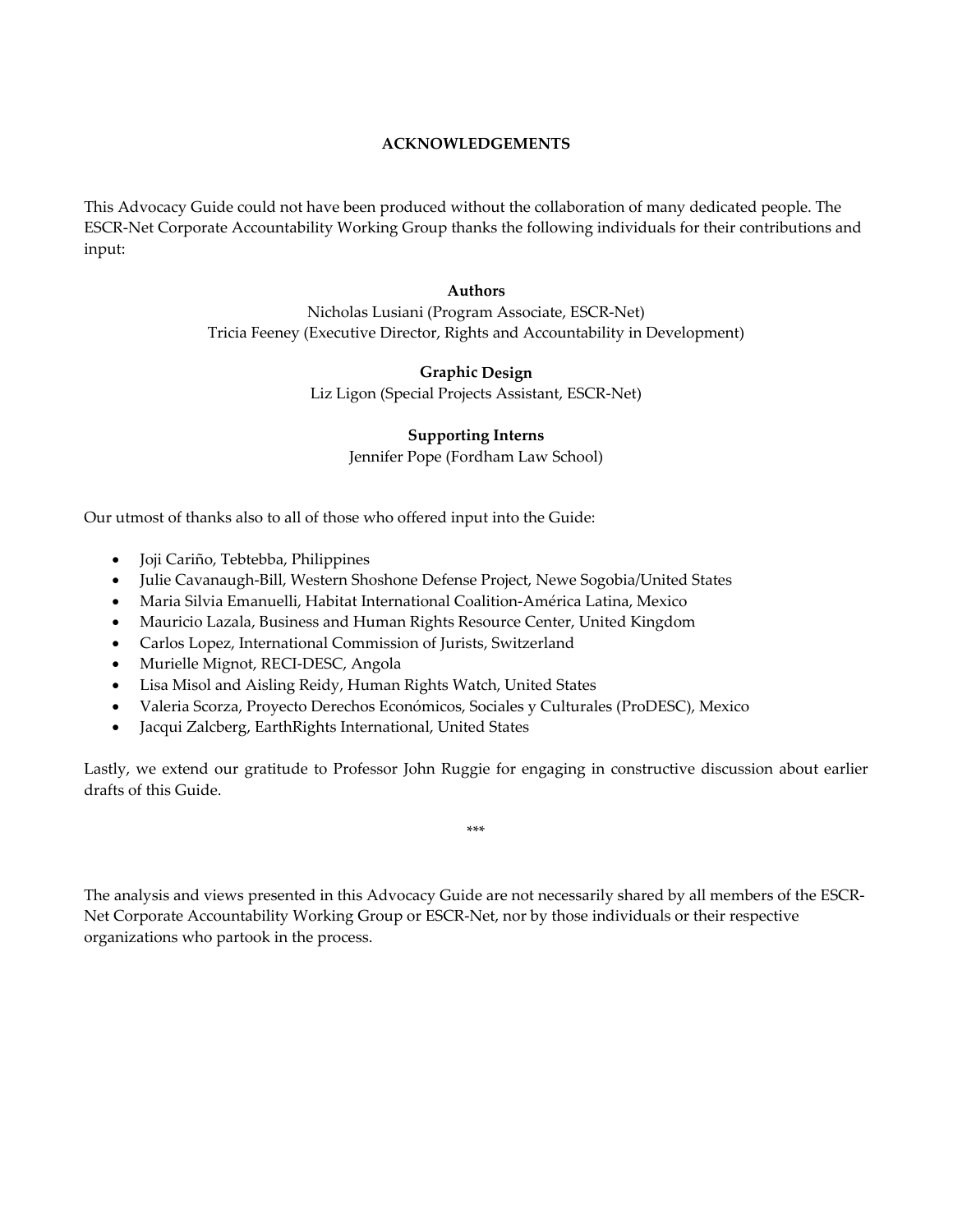## ACKNOWLEDGEMENTS

This Advocacy Guide could not have been produced without the collaboration of many dedicated people. The ESCR-Net Corporate Accountability Working Group thanks the following individuals for their contributions and input:

**Authors**

Nicholas Lusiani (Program Associate, ESCR-Net)
Tricia Feeney (Executive Director, Rights and Accountability in Development)

**Graphic Design**

Liz Ligon (Special Projects Assistant, ESCR-Net)

**Supporting Interns**

Jennifer Pope (Fordham Law School)

Our utmost of thanks also to all of those who offered input into the Guide:

- Joji Cariño, Tebtebba, Philippines
- Julie Cavanaugh-Bill, Western Shoshone Defense Project, Newe Sogobia/United States
- Maria Silvia Emanuelli, Habitat International Coalition-América Latina, Mexico
- Mauricio Lazala, Business and Human Rights Resource Center, United Kingdom
- Carlos Lopez, International Commission of Jurists, Switzerland
- Murielle Mignot, RECI-DESC, Angola
- Lisa Misol and Aisling Reidy, Human Rights Watch, United States
- Valeria Scorza, Proyecto Derechos Económicos, Sociales y Culturales (ProDESC), Mexico
- Jacqui Zalcberg, EarthRights International, United States

Lastly, we extend our gratitude to Professor John Ruggie for engaging in constructive discussion about earlier drafts of this Guide.

\*\*\*

The analysis and views presented in this Advocacy Guide are not necessarily shared by all members of the ESCR-Net Corporate Accountability Working Group or ESCR-Net, nor by those individuals or their respective organizations who partook in the process.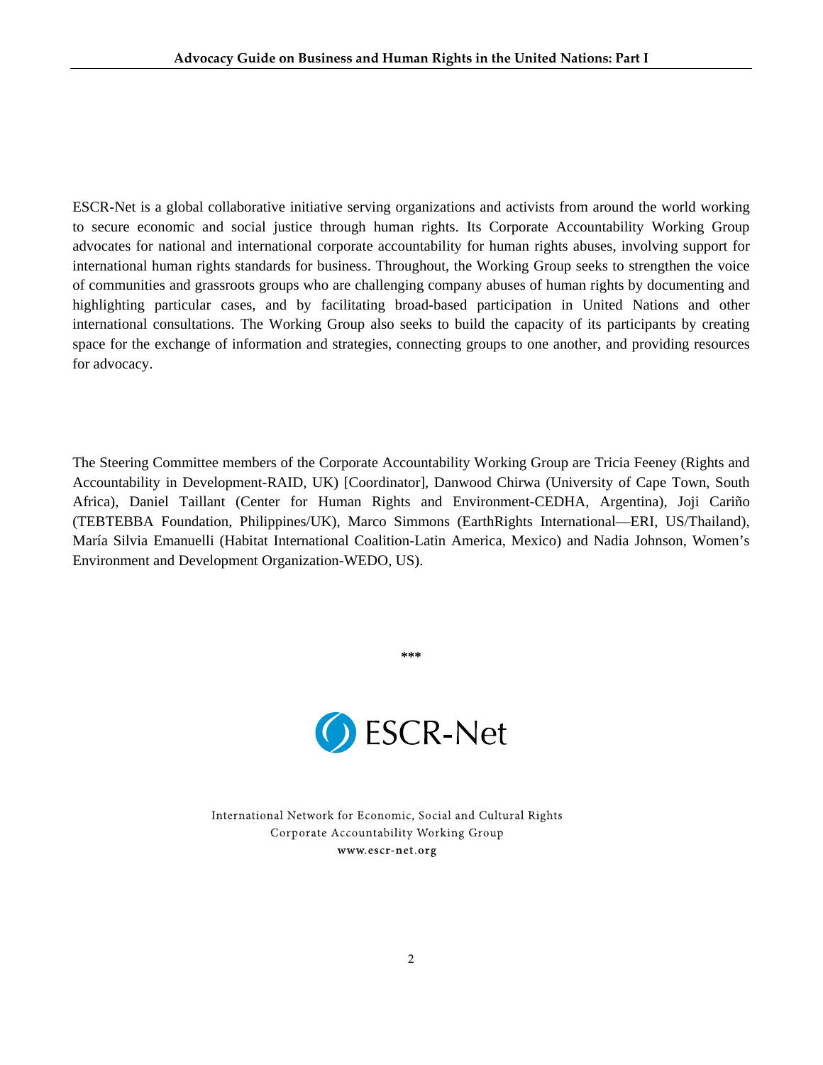ESCR-Net is a global collaborative initiative serving organizations and activists from around the world working to secure economic and social justice through human rights. Its Corporate Accountability Working Group advocates for national and international corporate accountability for human rights abuses, involving support for international human rights standards for business. Throughout, the Working Group seeks to strengthen the voice of communities and grassroots groups who are challenging company abuses of human rights by documenting and highlighting particular cases, and by facilitating broad-based participation in United Nations and other international consultations. The Working Group also seeks to build the capacity of its participants by creating space for the exchange of information and strategies, connecting groups to one another, and providing resources for advocacy.

The Steering Committee members of the Corporate Accountability Working Group are Tricia Feeney (Rights and Accountability in Development-RAID, UK) [Coordinator], Danwood Chirwa (University of Cape Town, South Africa), Daniel Taillant (Center for Human Rights and Environment-CEDHA, Argentina), Joji Cariño (TEBTEBBA Foundation, Philippines/UK), Marco Simmons (EarthRights International—ERI, US/Thailand), María Silvia Emanuelli (Habitat International Coalition-Latin America, Mexico) and Nadia Johnson, Women's Environment and Development Organization-WEDO, US).

***

ESCR-Net

International Network for Economic, Social and Cultural Rights
Corporate Accountability Working Group
www.escr-net.org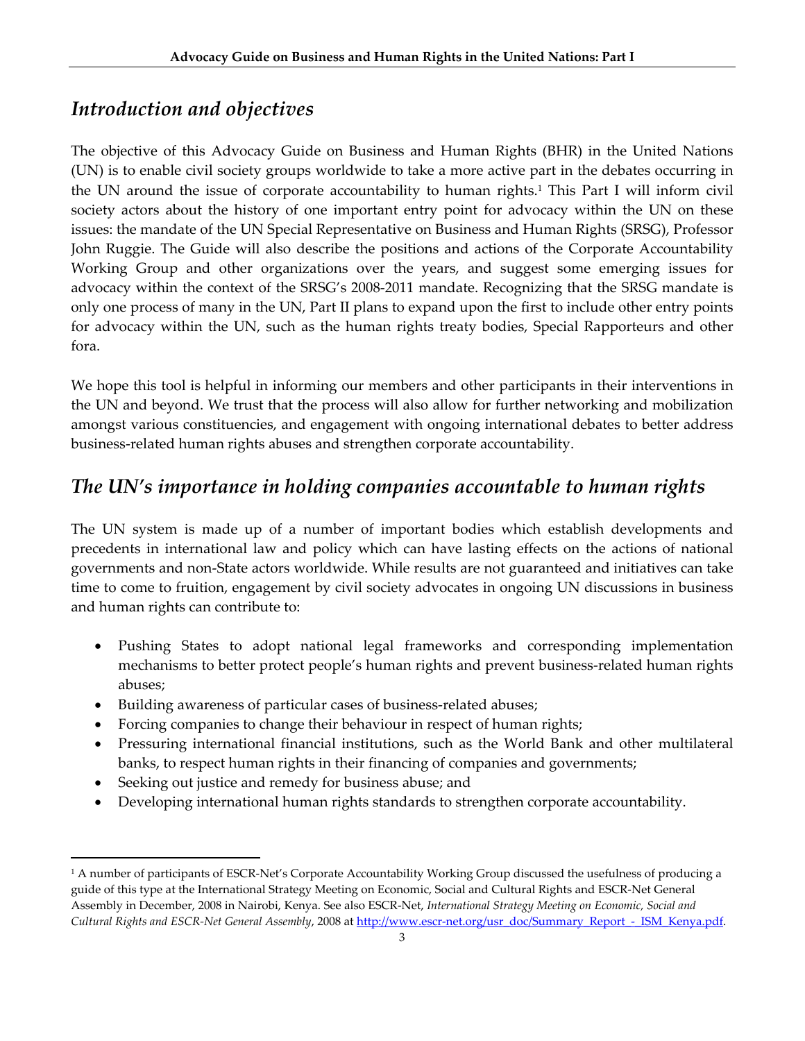## *Introduction and objectives*

The objective of this Advocacy Guide on Business and Human Rights (BHR) in the United Nations (UN) is to enable civil society groups worldwide to take a more active part in the debates occurring in the UN around the issue of corporate accountability to human rights.[1] This Part I will inform civil society actors about the history of one important entry point for advocacy within the UN on these issues: the mandate of the UN Special Representative on Business and Human Rights (SRSG), Professor John Ruggie. The Guide will also describe the positions and actions of the Corporate Accountability Working Group and other organizations over the years, and suggest some emerging issues for advocacy within the context of the SRSG's 2008-2011 mandate. Recognizing that the SRSG mandate is only one process of many in the UN, Part II plans to expand upon the first to include other entry points for advocacy within the UN, such as the human rights treaty bodies, Special Rapporteurs and other fora.

We hope this tool is helpful in informing our members and other participants in their interventions in the UN and beyond. We trust that the process will also allow for further networking and mobilization amongst various constituencies, and engagement with ongoing international debates to better address business-related human rights abuses and strengthen corporate accountability.

## *The UN's importance in holding companies accountable to human rights*

The UN system is made up of a number of important bodies which establish developments and precedents in international law and policy which can have lasting effects on the actions of national governments and non-State actors worldwide. While results are not guaranteed and initiatives can take time to come to fruition, engagement by civil society advocates in ongoing UN discussions in business and human rights can contribute to:

- Pushing States to adopt national legal frameworks and corresponding implementation mechanisms to better protect people's human rights and prevent business-related human rights abuses;
- Building awareness of particular cases of business-related abuses;
- Forcing companies to change their behaviour in respect of human rights;
- Pressuring international financial institutions, such as the World Bank and other multilateral banks, to respect human rights in their financing of companies and governments;
- Seeking out justice and remedy for business abuse; and
- Developing international human rights standards to strengthen corporate accountability.

---

[1] A number of participants of ESCR-Net's Corporate Accountability Working Group discussed the usefulness of producing a guide of this type at the International Strategy Meeting on Economic, Social and Cultural Rights and ESCR-Net General Assembly in December, 2008 in Nairobi, Kenya. See also ESCR-Net, *International Strategy Meeting on Economic, Social and Cultural Rights and ESCR-Net General Assembly*, 2008 at http://www.escr-net.org/usr_doc/Summary_Report_-_ISM_Kenya.pdf.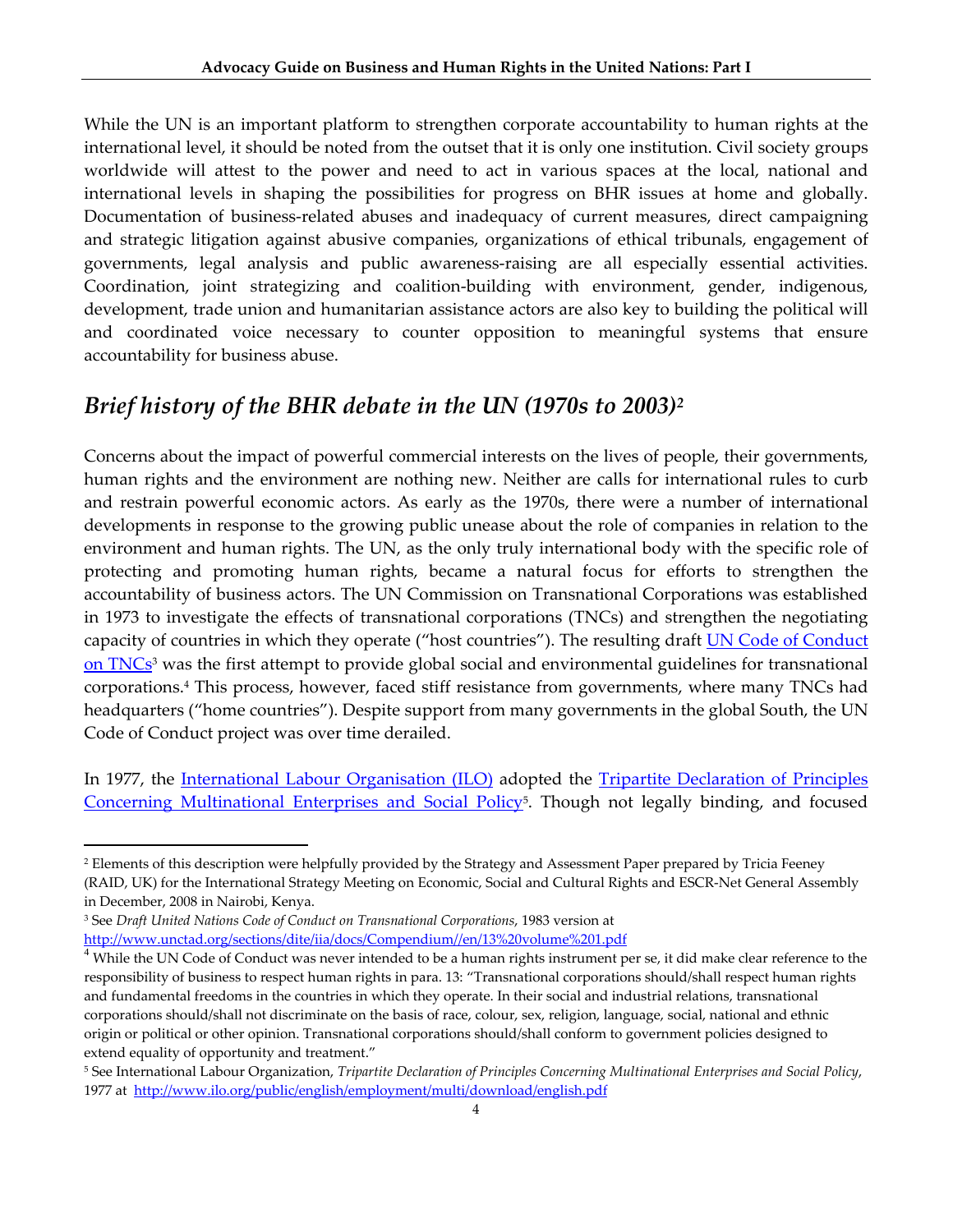While the UN is an important platform to strengthen corporate accountability to human rights at the international level, it should be noted from the outset that it is only one institution. Civil society groups worldwide will attest to the power and need to act in various spaces at the local, national and international levels in shaping the possibilities for progress on BHR issues at home and globally. Documentation of business-related abuses and inadequacy of current measures, direct campaigning and strategic litigation against abusive companies, organizations of ethical tribunals, engagement of governments, legal analysis and public awareness-raising are all especially essential activities. Coordination, joint strategizing and coalition-building with environment, gender, indigenous, development, trade union and humanitarian assistance actors are also key to building the political will and coordinated voice necessary to counter opposition to meaningful systems that ensure accountability for business abuse.

## *Brief history of the BHR debate in the UN (1970s to 2003)*[2]

Concerns about the impact of powerful commercial interests on the lives of people, their governments, human rights and the environment are nothing new. Neither are calls for international rules to curb and restrain powerful economic actors. As early as the 1970s, there were a number of international developments in response to the growing public unease about the role of companies in relation to the environment and human rights. The UN, as the only truly international body with the specific role of protecting and promoting human rights, became a natural focus for efforts to strengthen the accountability of business actors. The UN Commission on Transnational Corporations was established in 1973 to investigate the effects of transnational corporations (TNCs) and strengthen the negotiating capacity of countries in which they operate ("host countries"). The resulting draft UN Code of Conduct on TNCs[3] was the first attempt to provide global social and environmental guidelines for transnational corporations.[4] This process, however, faced stiff resistance from governments, where many TNCs had headquarters ("home countries"). Despite support from many governments in the global South, the UN Code of Conduct project was over time derailed.

In 1977, the International Labour Organisation (ILO) adopted the Tripartite Declaration of Principles Concerning Multinational Enterprises and Social Policy[5]. Though not legally binding, and focused

---

[2] Elements of this description were helpfully provided by the Strategy and Assessment Paper prepared by Tricia Feeney (RAID, UK) for the International Strategy Meeting on Economic, Social and Cultural Rights and ESCR-Net General Assembly in December, 2008 in Nairobi, Kenya.

[3] See *Draft United Nations Code of Conduct on Transnational Corporations*, 1983 version at http://www.unctad.org/sections/dite/iia/docs/Compendium//en/13%20volume%201.pdf

[4] While the UN Code of Conduct was never intended to be a human rights instrument per se, it did make clear reference to the responsibility of business to respect human rights in para. 13: "Transnational corporations should/shall respect human rights and fundamental freedoms in the countries in which they operate. In their social and industrial relations, transnational corporations should/shall not discriminate on the basis of race, colour, sex, religion, language, social, national and ethnic origin or political or other opinion. Transnational corporations should/shall conform to government policies designed to extend equality of opportunity and treatment."

[5] See International Labour Organization, *Tripartite Declaration of Principles Concerning Multinational Enterprises and Social Policy*, 1977 at http://www.ilo.org/public/english/employment/multi/download/english.pdf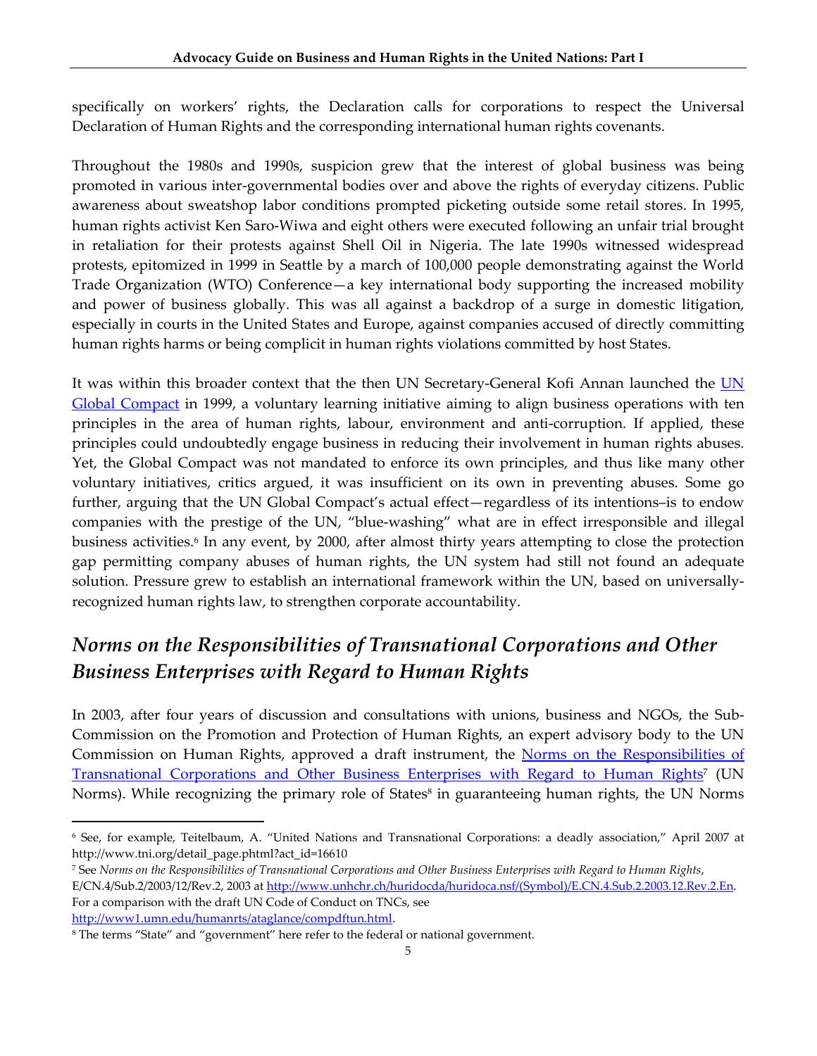specifically on workers' rights, the Declaration calls for corporations to respect the Universal Declaration of Human Rights and the corresponding international human rights covenants.

Throughout the 1980s and 1990s, suspicion grew that the interest of global business was being promoted in various inter-governmental bodies over and above the rights of everyday citizens. Public awareness about sweatshop labor conditions prompted picketing outside some retail stores. In 1995, human rights activist Ken Saro-Wiwa and eight others were executed following an unfair trial brought in retaliation for their protests against Shell Oil in Nigeria. The late 1990s witnessed widespread protests, epitomized in 1999 in Seattle by a march of 100,000 people demonstrating against the World Trade Organization (WTO) Conference—a key international body supporting the increased mobility and power of business globally. This was all against a backdrop of a surge in domestic litigation, especially in courts in the United States and Europe, against companies accused of directly committing human rights harms or being complicit in human rights violations committed by host States.

It was within this broader context that the then UN Secretary-General Kofi Annan launched the UN Global Compact in 1999, a voluntary learning initiative aiming to align business operations with ten principles in the area of human rights, labour, environment and anti-corruption. If applied, these principles could undoubtedly engage business in reducing their involvement in human rights abuses. Yet, the Global Compact was not mandated to enforce its own principles, and thus like many other voluntary initiatives, critics argued, it was insufficient on its own in preventing abuses. Some go further, arguing that the UN Global Compact's actual effect—regardless of its intentions–is to endow companies with the prestige of the UN, "blue-washing" what are in effect irresponsible and illegal business activities.[6] In any event, by 2000, after almost thirty years attempting to close the protection gap permitting company abuses of human rights, the UN system had still not found an adequate solution. Pressure grew to establish an international framework within the UN, based on universally-recognized human rights law, to strengthen corporate accountability.

## *Norms on the Responsibilities of Transnational Corporations and Other Business Enterprises with Regard to Human Rights*

In 2003, after four years of discussion and consultations with unions, business and NGOs, the Sub-Commission on the Promotion and Protection of Human Rights, an expert advisory body to the UN Commission on Human Rights, approved a draft instrument, the Norms on the Responsibilities of Transnational Corporations and Other Business Enterprises with Regard to Human Rights[7] (UN Norms). While recognizing the primary role of States[8] in guaranteeing human rights, the UN Norms

---

[6] See, for example, Teitelbaum, A. "United Nations and Transnational Corporations: a deadly association," April 2007 at http://www.tni.org/detail_page.phtml?act_id=16610

[7] See *Norms on the Responsibilities of Transnational Corporations and Other Business Enterprises with Regard to Human Rights*, E/CN.4/Sub.2/2003/12/Rev.2, 2003 at http://www.unhchr.ch/huridocda/huridoca.nsf/(Symbol)/E.CN.4.Sub.2.2003.12.Rev.2.En. For a comparison with the draft UN Code of Conduct on TNCs, see http://www1.umn.edu/humanrts/ataglance/compdftun.html.

[8] The terms "State" and "government" here refer to the federal or national government.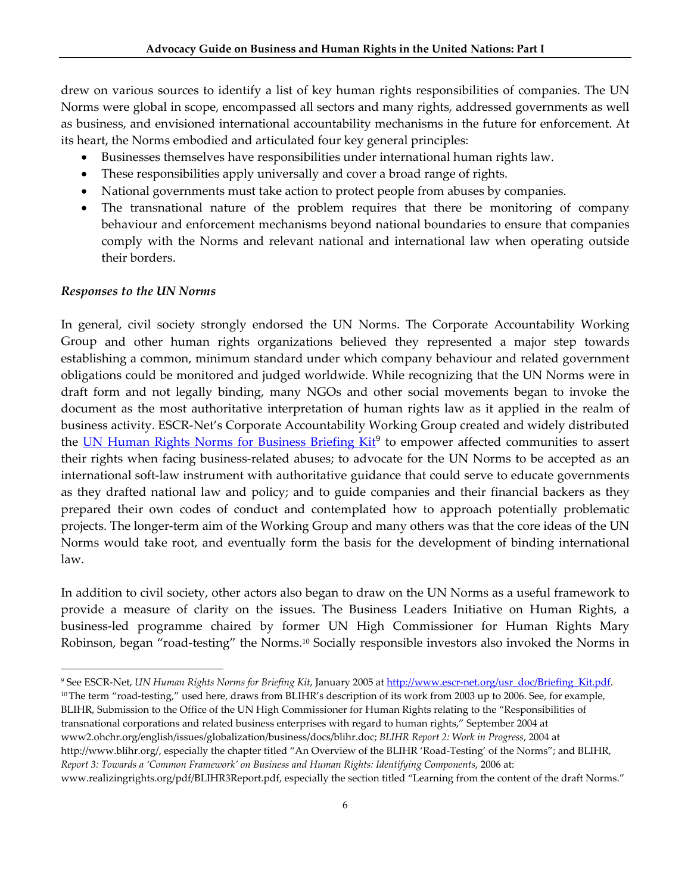drew on various sources to identify a list of key human rights responsibilities of companies. The UN Norms were global in scope, encompassed all sectors and many rights, addressed governments as well as business, and envisioned international accountability mechanisms in the future for enforcement. At its heart, the Norms embodied and articulated four key general principles:

- Businesses themselves have responsibilities under international human rights law.
- These responsibilities apply universally and cover a broad range of rights.
- National governments must take action to protect people from abuses by companies.
- The transnational nature of the problem requires that there be monitoring of company behaviour and enforcement mechanisms beyond national boundaries to ensure that companies comply with the Norms and relevant national and international law when operating outside their borders.

### *Responses to the UN Norms*

In general, civil society strongly endorsed the UN Norms. The Corporate Accountability Working Group and other human rights organizations believed they represented a major step towards establishing a common, minimum standard under which company behaviour and related government obligations could be monitored and judged worldwide. While recognizing that the UN Norms were in draft form and not legally binding, many NGOs and other social movements began to invoke the document as the most authoritative interpretation of human rights law as it applied in the realm of business activity. ESCR-Net's Corporate Accountability Working Group created and widely distributed the UN Human Rights Norms for Business Briefing Kit[9] to empower affected communities to assert their rights when facing business-related abuses; to advocate for the UN Norms to be accepted as an international soft-law instrument with authoritative guidance that could serve to educate governments as they drafted national law and policy; and to guide companies and their financial backers as they prepared their own codes of conduct and contemplated how to approach potentially problematic projects. The longer-term aim of the Working Group and many others was that the core ideas of the UN Norms would take root, and eventually form the basis for the development of binding international law.

In addition to civil society, other actors also began to draw on the UN Norms as a useful framework to provide a measure of clarity on the issues. The Business Leaders Initiative on Human Rights, a business-led programme chaired by former UN High Commissioner for Human Rights Mary Robinson, began "road-testing" the Norms.[10] Socially responsible investors also invoked the Norms in

---

[9] See ESCR-Net, *UN Human Rights Norms for Briefing Kit*, January 2005 at http://www.escr-net.org/usr_doc/Briefing_Kit.pdf.

[10] The term "road-testing," used here, draws from BLIHR's description of its work from 2003 up to 2006. See, for example, BLIHR, Submission to the Office of the UN High Commissioner for Human Rights relating to the "Responsibilities of transnational corporations and related business enterprises with regard to human rights," September 2004 at www2.ohchr.org/english/issues/globalization/business/docs/blihr.doc; *BLIHR Report 2: Work in Progress*, 2004 at http://www.blihr.org/, especially the chapter titled "An Overview of the BLIHR 'Road-Testing' of the Norms"; and BLIHR, *Report 3: Towards a 'Common Framework' on Business and Human Rights: Identifying Components*, 2006 at: www.realizingrights.org/pdf/BLIHR3Report.pdf, especially the section titled "Learning from the content of the draft Norms."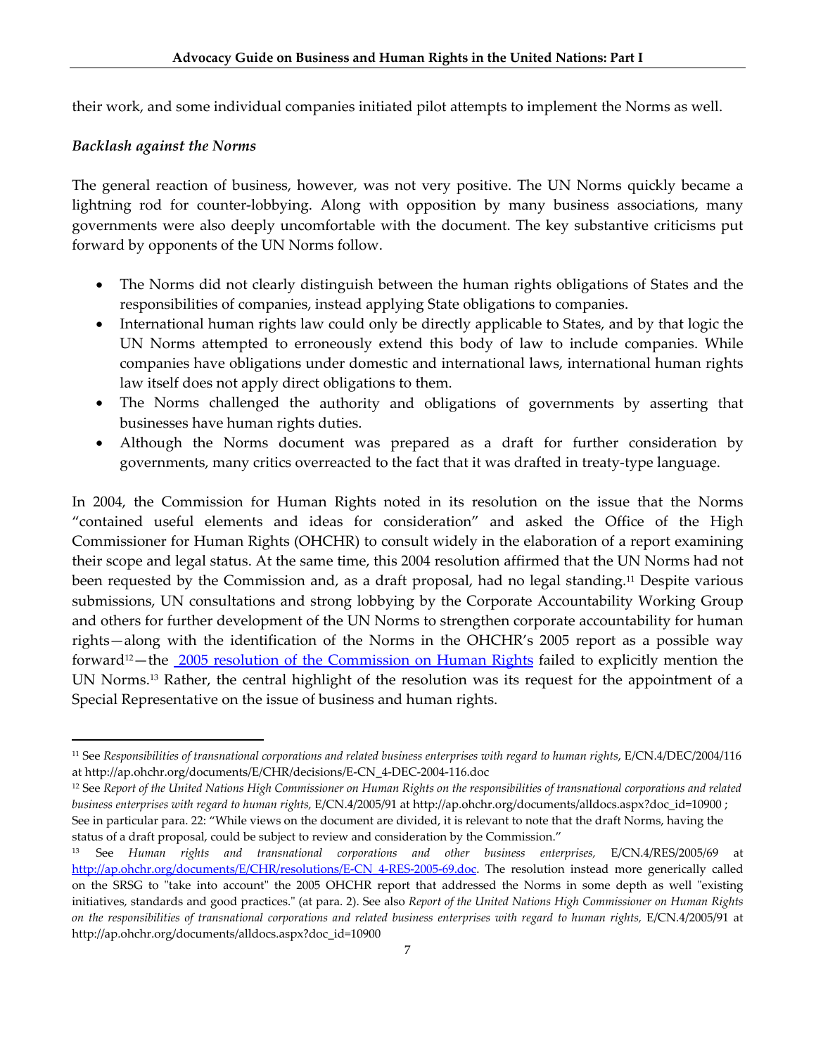their work, and some individual companies initiated pilot attempts to implement the Norms as well.

***Backlash against the Norms***

The general reaction of business, however, was not very positive. The UN Norms quickly became a lightning rod for counter-lobbying. Along with opposition by many business associations, many governments were also deeply uncomfortable with the document. The key substantive criticisms put forward by opponents of the UN Norms follow.

- The Norms did not clearly distinguish between the human rights obligations of States and the responsibilities of companies, instead applying State obligations to companies.
- International human rights law could only be directly applicable to States, and by that logic the UN Norms attempted to erroneously extend this body of law to include companies. While companies have obligations under domestic and international laws, international human rights law itself does not apply direct obligations to them.
- The Norms challenged the authority and obligations of governments by asserting that businesses have human rights duties.
- Although the Norms document was prepared as a draft for further consideration by governments, many critics overreacted to the fact that it was drafted in treaty-type language.

In 2004, the Commission for Human Rights noted in its resolution on the issue that the Norms "contained useful elements and ideas for consideration" and asked the Office of the High Commissioner for Human Rights (OHCHR) to consult widely in the elaboration of a report examining their scope and legal status. At the same time, this 2004 resolution affirmed that the UN Norms had not been requested by the Commission and, as a draft proposal, had no legal standing.[11] Despite various submissions, UN consultations and strong lobbying by the Corporate Accountability Working Group and others for further development of the UN Norms to strengthen corporate accountability for human rights—along with the identification of the Norms in the OHCHR's 2005 report as a possible way forward[12]—the [2005 resolution of the Commission on Human Rights](http://ap.ohchr.org/documents/E/CHR/resolutions/E-CN_4-RES-2005-69.doc) failed to explicitly mention the UN Norms.[13] Rather, the central highlight of the resolution was its request for the appointment of a Special Representative on the issue of business and human rights.

---

[11] See *Responsibilities of transnational corporations and related business enterprises with regard to human rights*, E/CN.4/DEC/2004/116 at http://ap.ohchr.org/documents/E/CHR/decisions/E-CN_4-DEC-2004-116.doc

[12] See *Report of the United Nations High Commissioner on Human Rights on the responsibilities of transnational corporations and related business enterprises with regard to human rights,* E/CN.4/2005/91 at http://ap.ohchr.org/documents/alldocs.aspx?doc_id=10900 ; See in particular para. 22: "While views on the document are divided, it is relevant to note that the draft Norms, having the status of a draft proposal, could be subject to review and consideration by the Commission."

[13] See *Human rights and transnational corporations and other business enterprises,* E/CN.4/RES/2005/69 at http://ap.ohchr.org/documents/E/CHR/resolutions/E-CN_4-RES-2005-69.doc. The resolution instead more generically called on the SRSG to "take into account" the 2005 OHCHR report that addressed the Norms in some depth as well "existing initiatives, standards and good practices." (at para. 2). See also *Report of the United Nations High Commissioner on Human Rights on the responsibilities of transnational corporations and related business enterprises with regard to human rights,* E/CN.4/2005/91 at http://ap.ohchr.org/documents/alldocs.aspx?doc_id=10900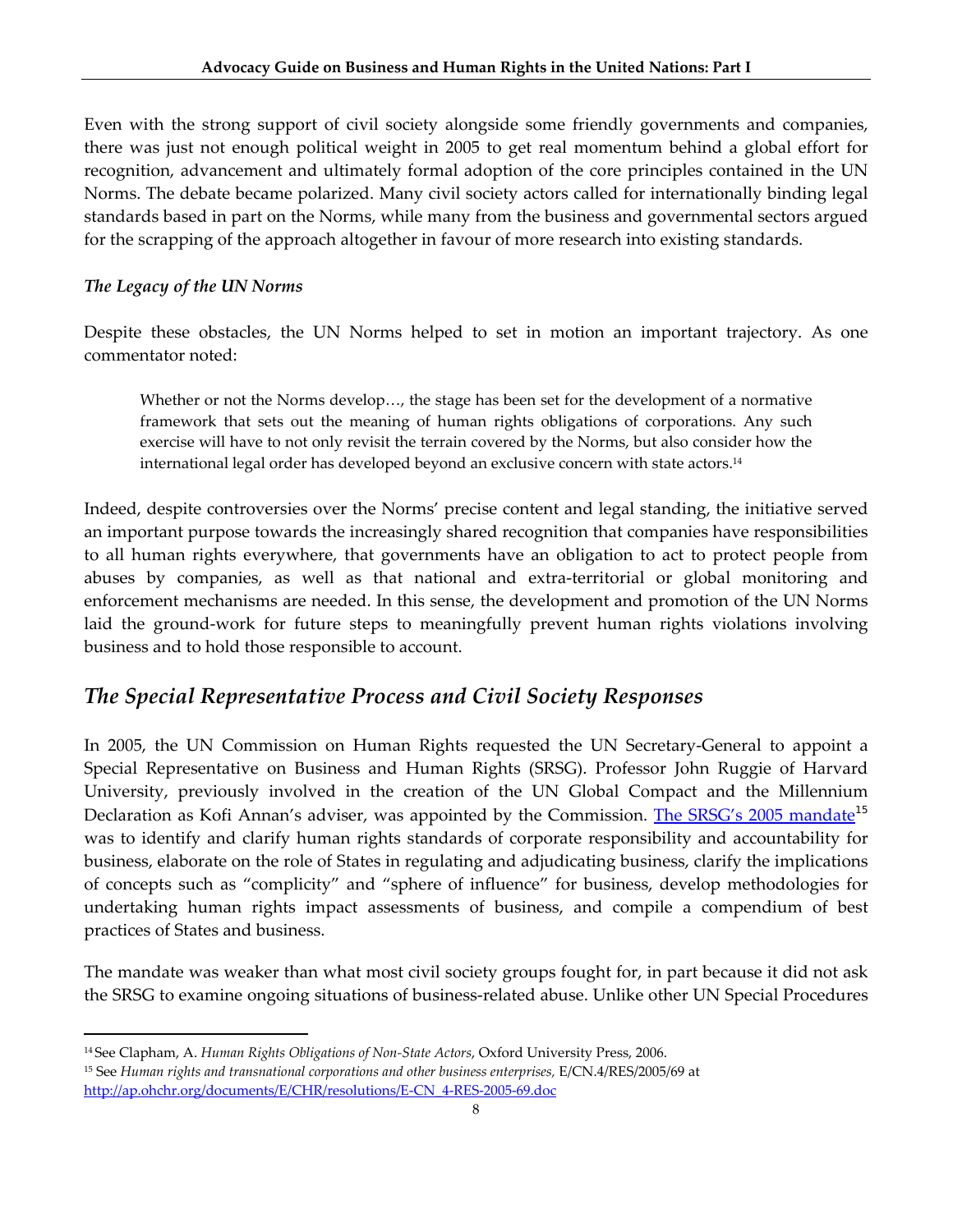Even with the strong support of civil society alongside some friendly governments and companies, there was just not enough political weight in 2005 to get real momentum behind a global effort for recognition, advancement and ultimately formal adoption of the core principles contained in the UN Norms. The debate became polarized. Many civil society actors called for internationally binding legal standards based in part on the Norms, while many from the business and governmental sectors argued for the scrapping of the approach altogether in favour of more research into existing standards.

### *The Legacy of the UN Norms*

Despite these obstacles, the UN Norms helped to set in motion an important trajectory. As one commentator noted:

> Whether or not the Norms develop…, the stage has been set for the development of a normative framework that sets out the meaning of human rights obligations of corporations. Any such exercise will have to not only revisit the terrain covered by the Norms, but also consider how the international legal order has developed beyond an exclusive concern with state actors.[14]

Indeed, despite controversies over the Norms' precise content and legal standing, the initiative served an important purpose towards the increasingly shared recognition that companies have responsibilities to all human rights everywhere, that governments have an obligation to act to protect people from abuses by companies, as well as that national and extra-territorial or global monitoring and enforcement mechanisms are needed. In this sense, the development and promotion of the UN Norms laid the ground-work for future steps to meaningfully prevent human rights violations involving business and to hold those responsible to account.

## *The Special Representative Process and Civil Society Responses*

In 2005, the UN Commission on Human Rights requested the UN Secretary-General to appoint a Special Representative on Business and Human Rights (SRSG). Professor John Ruggie of Harvard University, previously involved in the creation of the UN Global Compact and the Millennium Declaration as Kofi Annan's adviser, was appointed by the Commission. The SRSG's 2005 mandate[15] was to identify and clarify human rights standards of corporate responsibility and accountability for business, elaborate on the role of States in regulating and adjudicating business, clarify the implications of concepts such as "complicity" and "sphere of influence" for business, develop methodologies for undertaking human rights impact assessments of business, and compile a compendium of best practices of States and business.

The mandate was weaker than what most civil society groups fought for, in part because it did not ask the SRSG to examine ongoing situations of business-related abuse. Unlike other UN Special Procedures

---

[14] See Clapham, A. *Human Rights Obligations of Non-State Actors*, Oxford University Press, 2006.

[15] See *Human rights and transnational corporations and other business enterprises,* E/CN.4/RES/2005/69 at http://ap.ohchr.org/documents/E/CHR/resolutions/E-CN_4-RES-2005-69.doc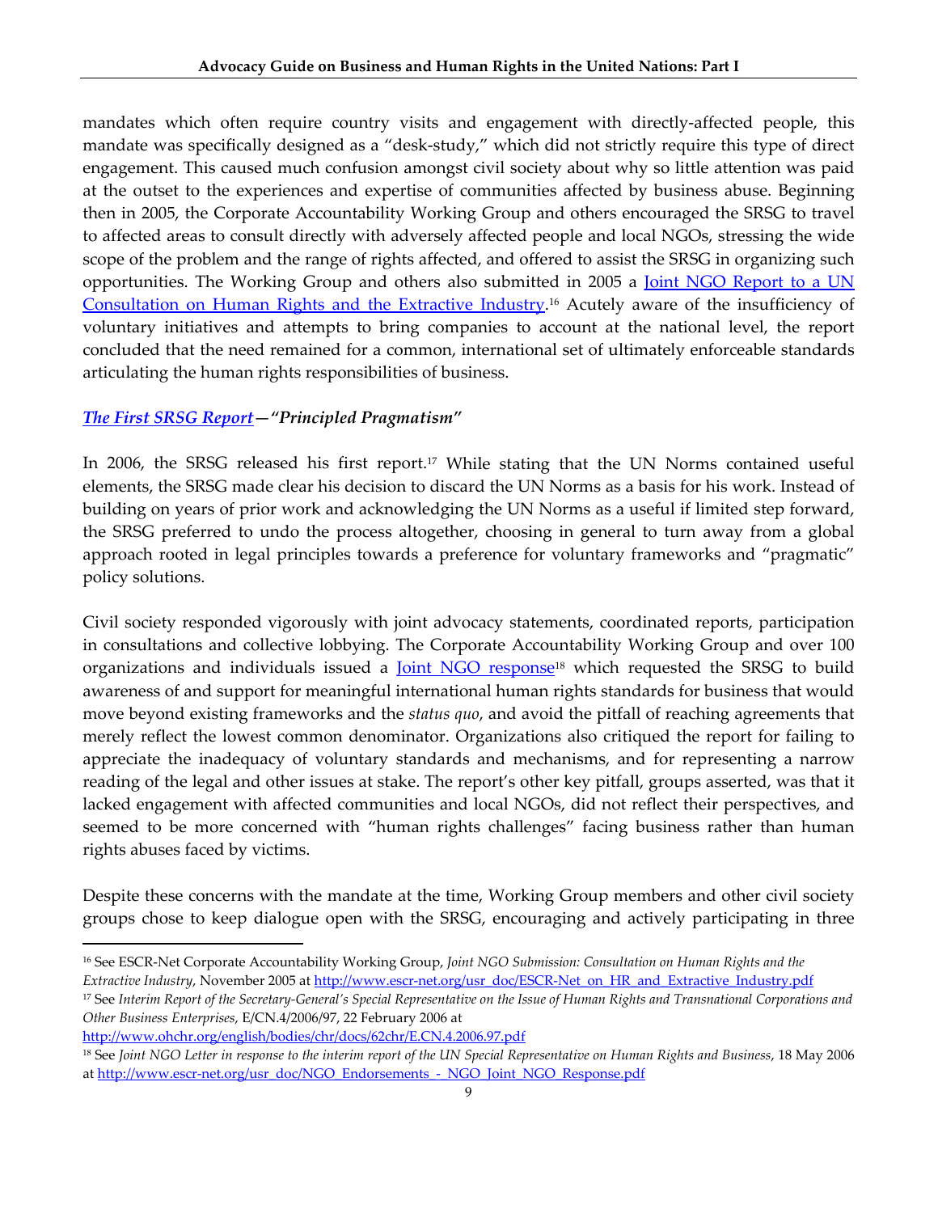mandates which often require country visits and engagement with directly-affected people, this mandate was specifically designed as a "desk-study," which did not strictly require this type of direct engagement. This caused much confusion amongst civil society about why so little attention was paid at the outset to the experiences and expertise of communities affected by business abuse. Beginning then in 2005, the Corporate Accountability Working Group and others encouraged the SRSG to travel to affected areas to consult directly with adversely affected people and local NGOs, stressing the wide scope of the problem and the range of rights affected, and offered to assist the SRSG in organizing such opportunities. The Working Group and others also submitted in 2005 a Joint NGO Report to a UN Consultation on Human Rights and the Extractive Industry.[16] Acutely aware of the insufficiency of voluntary initiatives and attempts to bring companies to account at the national level, the report concluded that the need remained for a common, international set of ultimately enforceable standards articulating the human rights responsibilities of business.

### *The First SRSG Report—"Principled Pragmatism"*

In 2006, the SRSG released his first report.[17] While stating that the UN Norms contained useful elements, the SRSG made clear his decision to discard the UN Norms as a basis for his work. Instead of building on years of prior work and acknowledging the UN Norms as a useful if limited step forward, the SRSG preferred to undo the process altogether, choosing in general to turn away from a global approach rooted in legal principles towards a preference for voluntary frameworks and "pragmatic" policy solutions.

Civil society responded vigorously with joint advocacy statements, coordinated reports, participation in consultations and collective lobbying. The Corporate Accountability Working Group and over 100 organizations and individuals issued a Joint NGO response[18] which requested the SRSG to build awareness of and support for meaningful international human rights standards for business that would move beyond existing frameworks and the *status quo*, and avoid the pitfall of reaching agreements that merely reflect the lowest common denominator. Organizations also critiqued the report for failing to appreciate the inadequacy of voluntary standards and mechanisms, and for representing a narrow reading of the legal and other issues at stake. The report's other key pitfall, groups asserted, was that it lacked engagement with affected communities and local NGOs, did not reflect their perspectives, and seemed to be more concerned with "human rights challenges" facing business rather than human rights abuses faced by victims.

Despite these concerns with the mandate at the time, Working Group members and other civil society groups chose to keep dialogue open with the SRSG, encouraging and actively participating in three

---

[16] See ESCR-Net Corporate Accountability Working Group, *Joint NGO Submission: Consultation on Human Rights and the Extractive Industry*, November 2005 at http://www.escr-net.org/usr_doc/ESCR-Net_on_HR_and_Extractive_Industry.pdf

[17] See *Interim Report of the Secretary-General's Special Representative on the Issue of Human Rights and Transnational Corporations and Other Business Enterprises*, E/CN.4/2006/97, 22 February 2006 at http://www.ohchr.org/english/bodies/chr/docs/62chr/E.CN.4.2006.97.pdf

[18] See *Joint NGO Letter in response to the interim report of the UN Special Representative on Human Rights and Business*, 18 May 2006 at http://www.escr-net.org/usr_doc/NGO_Endorsements_-_NGO_Joint_NGO_Response.pdf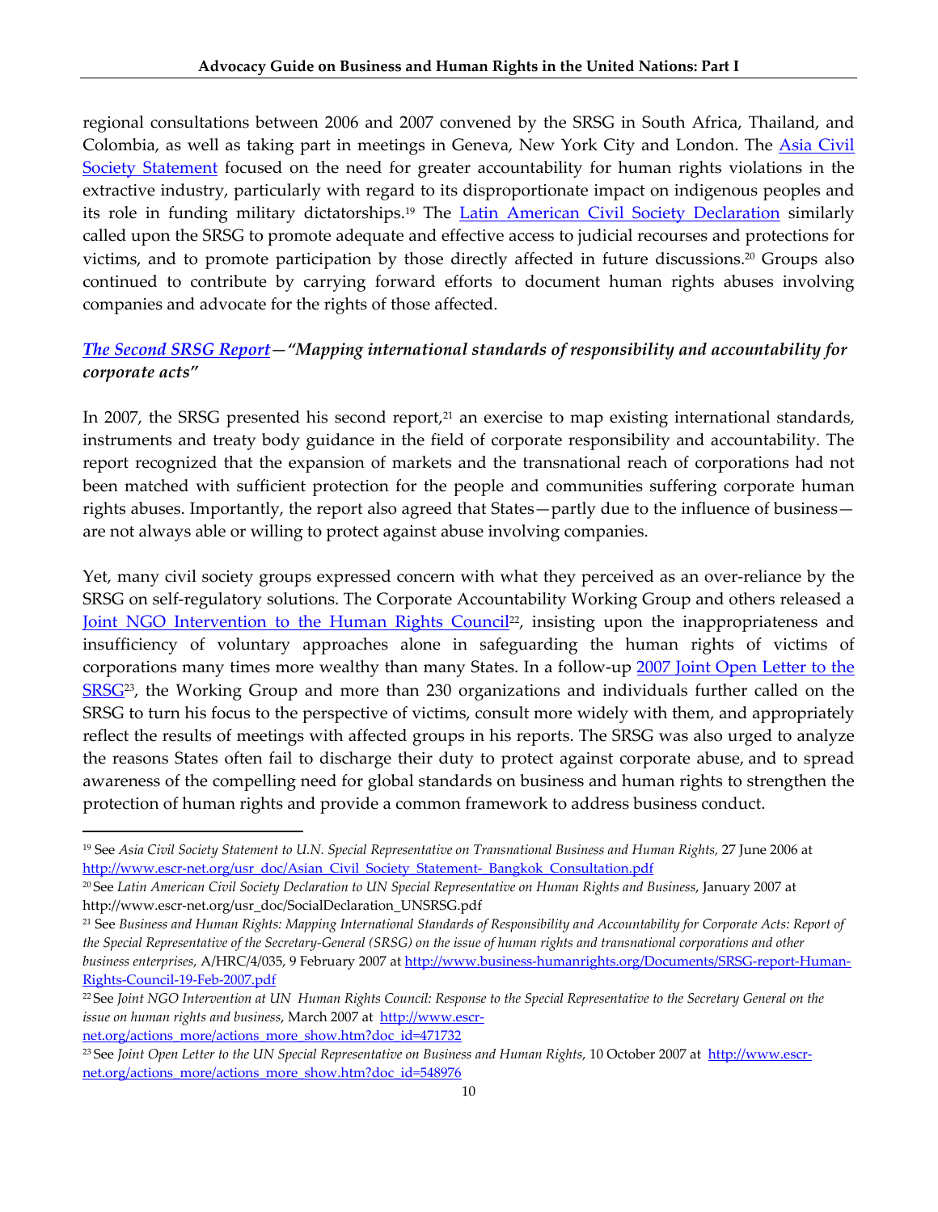regional consultations between 2006 and 2007 convened by the SRSG in South Africa, Thailand, and Colombia, as well as taking part in meetings in Geneva, New York City and London. The Asia Civil Society Statement focused on the need for greater accountability for human rights violations in the extractive industry, particularly with regard to its disproportionate impact on indigenous peoples and its role in funding military dictatorships.[19] The Latin American Civil Society Declaration similarly called upon the SRSG to promote adequate and effective access to judicial recourses and protections for victims, and to promote participation by those directly affected in future discussions.[20] Groups also continued to contribute by carrying forward efforts to document human rights abuses involving companies and advocate for the rights of those affected.

### *The Second SRSG Report—"Mapping international standards of responsibility and accountability for corporate acts"*

In 2007, the SRSG presented his second report,[21] an exercise to map existing international standards, instruments and treaty body guidance in the field of corporate responsibility and accountability. The report recognized that the expansion of markets and the transnational reach of corporations had not been matched with sufficient protection for the people and communities suffering corporate human rights abuses. Importantly, the report also agreed that States—partly due to the influence of business—are not always able or willing to protect against abuse involving companies.

Yet, many civil society groups expressed concern with what they perceived as an over-reliance by the SRSG on self-regulatory solutions. The Corporate Accountability Working Group and others released a Joint NGO Intervention to the Human Rights Council[22], insisting upon the inappropriateness and insufficiency of voluntary approaches alone in safeguarding the human rights of victims of corporations many times more wealthy than many States. In a follow-up 2007 Joint Open Letter to the SRSG[23], the Working Group and more than 230 organizations and individuals further called on the SRSG to turn his focus to the perspective of victims, consult more widely with them, and appropriately reflect the results of meetings with affected groups in his reports. The SRSG was also urged to analyze the reasons States often fail to discharge their duty to protect against corporate abuse, and to spread awareness of the compelling need for global standards on business and human rights to strengthen the protection of human rights and provide a common framework to address business conduct.

---

[19] See *Asia Civil Society Statement to U.N. Special Representative on Transnational Business and Human Rights,* 27 June 2006 at http://www.escr-net.org/usr_doc/Asian_Civil_Society_Statement-_Bangkok_Consultation.pdf

[20] See *Latin American Civil Society Declaration to UN Special Representative on Human Rights and Business*, January 2007 at http://www.escr-net.org/usr_doc/SocialDeclaration_UNSRSG.pdf

[21] See *Business and Human Rights: Mapping International Standards of Responsibility and Accountability for Corporate Acts: Report of the Special Representative of the Secretary-General (SRSG) on the issue of human rights and transnational corporations and other business enterprises*, A/HRC/4/035, 9 February 2007 at http://www.business-humanrights.org/Documents/SRSG-report-Human-Rights-Council-19-Feb-2007.pdf

[22] See *Joint NGO Intervention at UN Human Rights Council: Response to the Special Representative to the Secretary General on the issue on human rights and business*, March 2007 at http://www.escr-net.org/actions_more/actions_more_show.htm?doc_id=471732

[23] See *Joint Open Letter to the UN Special Representative on Business and Human Rights*, 10 October 2007 at http://www.escr-net.org/actions_more/actions_more_show.htm?doc_id=548976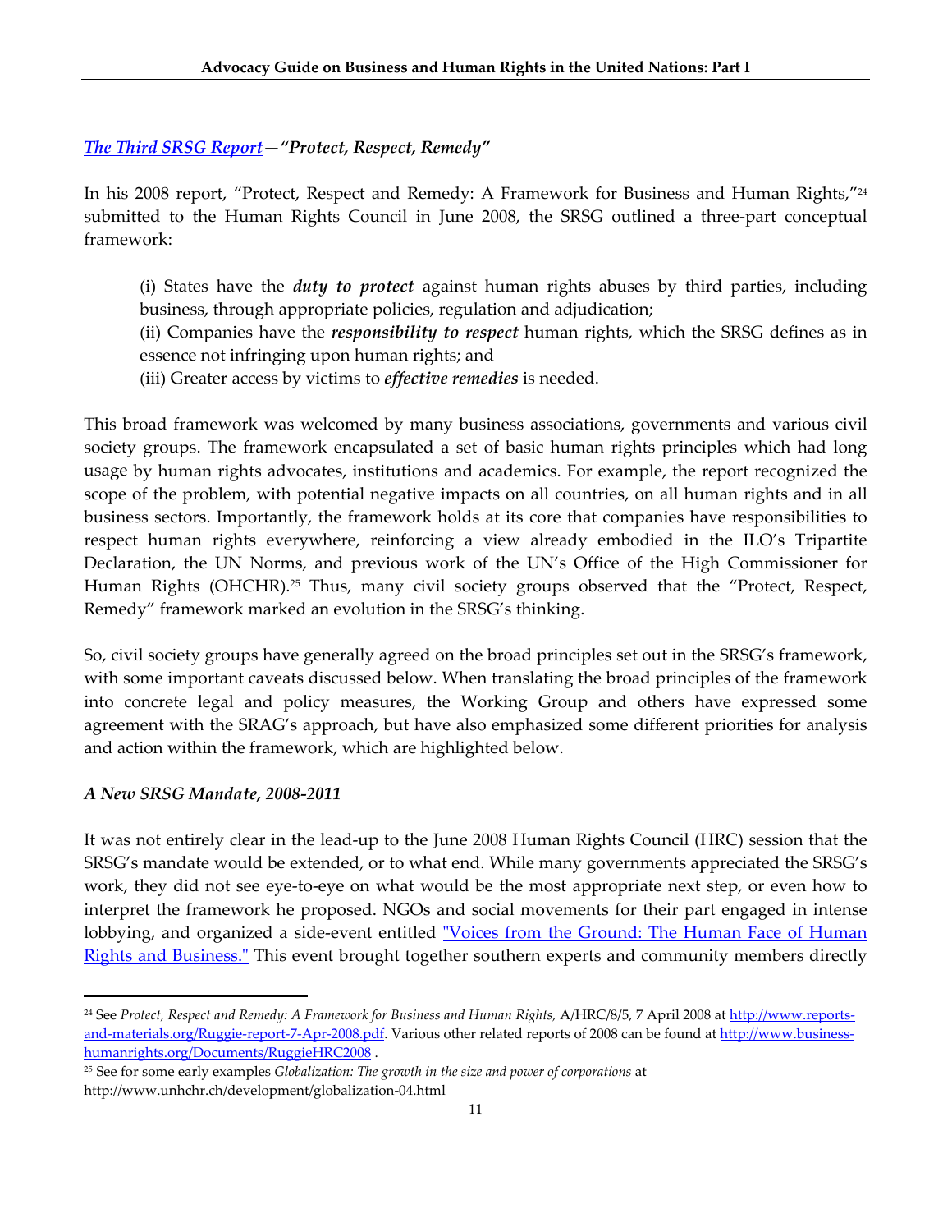### *The Third SRSG Report—"Protect, Respect, Remedy"*

In his 2008 report, "Protect, Respect and Remedy: A Framework for Business and Human Rights,"[24] submitted to the Human Rights Council in June 2008, the SRSG outlined a three-part conceptual framework:

> (i) States have the ***duty to protect*** against human rights abuses by third parties, including business, through appropriate policies, regulation and adjudication;
> (ii) Companies have the ***responsibility to respect*** human rights, which the SRSG defines as in essence not infringing upon human rights; and
> (iii) Greater access by victims to ***effective remedies*** is needed.

This broad framework was welcomed by many business associations, governments and various civil society groups. The framework encapsulated a set of basic human rights principles which had long usage by human rights advocates, institutions and academics. For example, the report recognized the scope of the problem, with potential negative impacts on all countries, on all human rights and in all business sectors. Importantly, the framework holds at its core that companies have responsibilities to respect human rights everywhere, reinforcing a view already embodied in the ILO's Tripartite Declaration, the UN Norms, and previous work of the UN's Office of the High Commissioner for Human Rights (OHCHR).[25] Thus, many civil society groups observed that the "Protect, Respect, Remedy" framework marked an evolution in the SRSG's thinking.

So, civil society groups have generally agreed on the broad principles set out in the SRSG's framework, with some important caveats discussed below. When translating the broad principles of the framework into concrete legal and policy measures, the Working Group and others have expressed some agreement with the SRAG's approach, but have also emphasized some different priorities for analysis and action within the framework, which are highlighted below.

### *A New SRSG Mandate, 2008-2011*

It was not entirely clear in the lead-up to the June 2008 Human Rights Council (HRC) session that the SRSG's mandate would be extended, or to what end. While many governments appreciated the SRSG's work, they did not see eye-to-eye on what would be the most appropriate next step, or even how to interpret the framework he proposed. NGOs and social movements for their part engaged in intense lobbying, and organized a side-event entitled "Voices from the Ground: The Human Face of Human Rights and Business." This event brought together southern experts and community members directly

---

[24] See *Protect, Respect and Remedy: A Framework for Business and Human Rights,* A/HRC/8/5, 7 April 2008 at http://www.reports-and-materials.org/Ruggie-report-7-Apr-2008.pdf. Various other related reports of 2008 can be found at http://www.business-humanrights.org/Documents/RuggieHRC2008 .

[25] See for some early examples *Globalization: The growth in the size and power of corporations* at http://www.unhchr.ch/development/globalization-04.html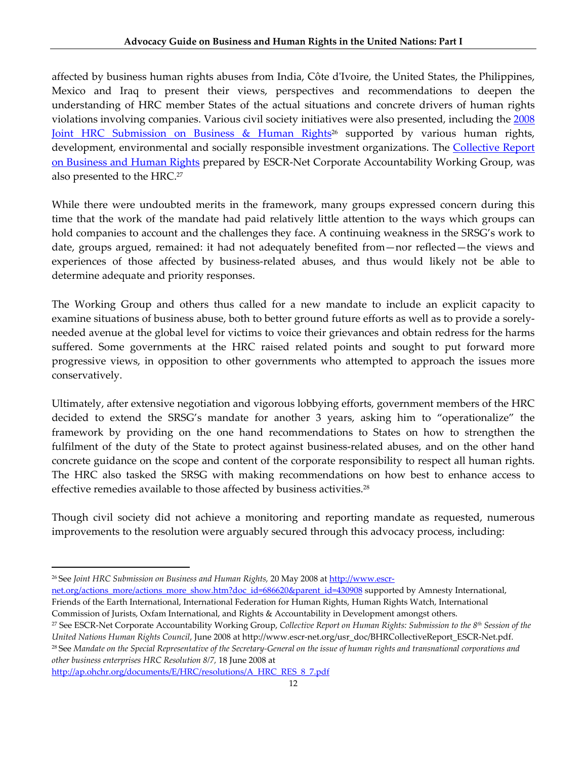affected by business human rights abuses from India, Côte d'Ivoire, the United States, the Philippines, Mexico and Iraq to present their views, perspectives and recommendations to deepen the understanding of HRC member States of the actual situations and concrete drivers of human rights violations involving companies. Various civil society initiatives were also presented, including the 2008 Joint HRC Submission on Business & Human Rights[26] supported by various human rights, development, environmental and socially responsible investment organizations. The Collective Report on Business and Human Rights prepared by ESCR-Net Corporate Accountability Working Group, was also presented to the HRC.[27]

While there were undoubted merits in the framework, many groups expressed concern during this time that the work of the mandate had paid relatively little attention to the ways which groups can hold companies to account and the challenges they face. A continuing weakness in the SRSG's work to date, groups argued, remained: it had not adequately benefited from—nor reflected—the views and experiences of those affected by business-related abuses, and thus would likely not be able to determine adequate and priority responses.

The Working Group and others thus called for a new mandate to include an explicit capacity to examine situations of business abuse, both to better ground future efforts as well as to provide a sorely-needed avenue at the global level for victims to voice their grievances and obtain redress for the harms suffered. Some governments at the HRC raised related points and sought to put forward more progressive views, in opposition to other governments who attempted to approach the issues more conservatively.

Ultimately, after extensive negotiation and vigorous lobbying efforts, government members of the HRC decided to extend the SRSG's mandate for another 3 years, asking him to "operationalize" the framework by providing on the one hand recommendations to States on how to strengthen the fulfilment of the duty of the State to protect against business-related abuses, and on the other hand concrete guidance on the scope and content of the corporate responsibility to respect all human rights. The HRC also tasked the SRSG with making recommendations on how best to enhance access to effective remedies available to those affected by business activities.[28]

Though civil society did not achieve a monitoring and reporting mandate as requested, numerous improvements to the resolution were arguably secured through this advocacy process, including:

---

[26] See *Joint HRC Submission on Business and Human Rights,* 20 May 2008 at http://www.escr-net.org/actions_more/actions_more_show.htm?doc_id=686620&parent_id=430908 supported by Amnesty International, Friends of the Earth International, International Federation for Human Rights, Human Rights Watch, International Commission of Jurists, Oxfam International, and Rights & Accountability in Development amongst others.

[27] See ESCR-Net Corporate Accountability Working Group, *Collective Report on Human Rights: Submission to the 8th Session of the United Nations Human Rights Council*, June 2008 at http://www.escr-net.org/usr_doc/BHRCollectiveReport_ESCR-Net.pdf.

[28] See *Mandate on the Special Representative of the Secretary-General on the issue of human rights and transnational corporations and other business enterprises HRC Resolution 8/7,* 18 June 2008 at http://ap.ohchr.org/documents/E/HRC/resolutions/A_HRC_RES_8_7.pdf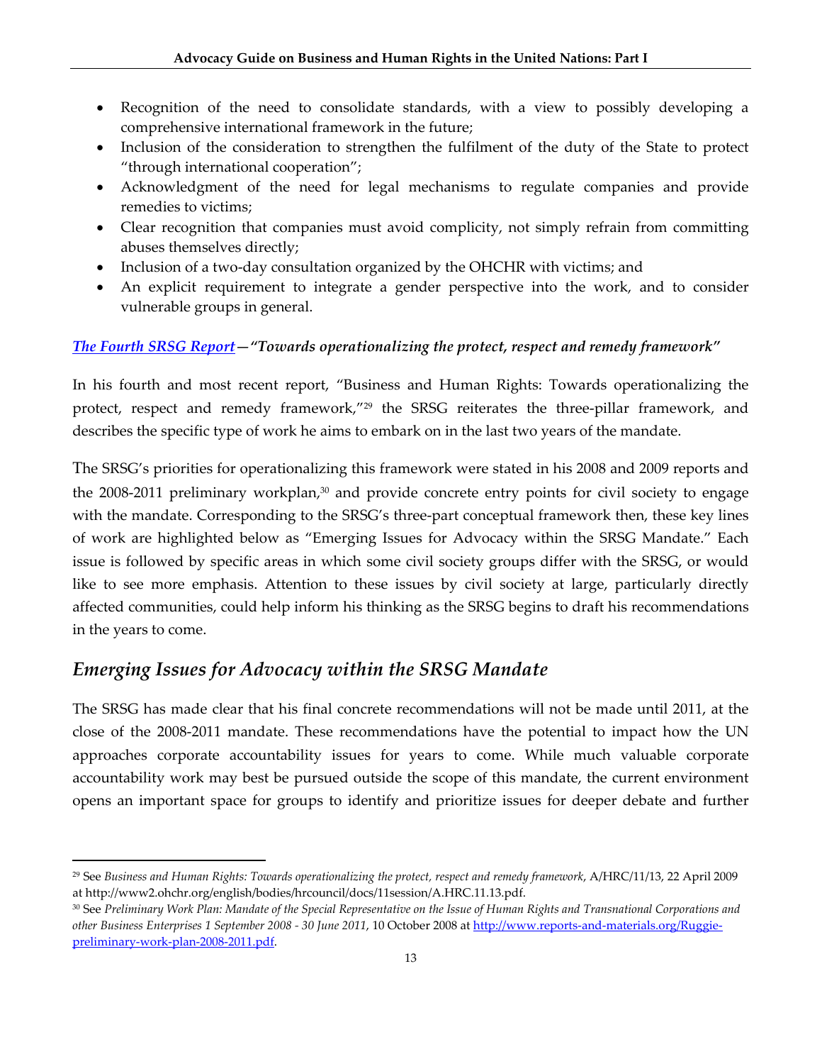- Recognition of the need to consolidate standards, with a view to possibly developing a comprehensive international framework in the future;
- Inclusion of the consideration to strengthen the fulfilment of the duty of the State to protect "through international cooperation";
- Acknowledgment of the need for legal mechanisms to regulate companies and provide remedies to victims;
- Clear recognition that companies must avoid complicity, not simply refrain from committing abuses themselves directly;
- Inclusion of a two-day consultation organized by the OHCHR with victims; and
- An explicit requirement to integrate a gender perspective into the work, and to consider vulnerable groups in general.

***The Fourth SRSG Report*—"Towards operationalizing the protect, respect and remedy framework"**

In his fourth and most recent report, "Business and Human Rights: Towards operationalizing the protect, respect and remedy framework,"[29] the SRSG reiterates the three-pillar framework, and describes the specific type of work he aims to embark on in the last two years of the mandate.

The SRSG's priorities for operationalizing this framework were stated in his 2008 and 2009 reports and the 2008-2011 preliminary workplan,[30] and provide concrete entry points for civil society to engage with the mandate. Corresponding to the SRSG's three-part conceptual framework then, these key lines of work are highlighted below as "Emerging Issues for Advocacy within the SRSG Mandate." Each issue is followed by specific areas in which some civil society groups differ with the SRSG, or would like to see more emphasis. Attention to these issues by civil society at large, particularly directly affected communities, could help inform his thinking as the SRSG begins to draft his recommendations in the years to come.

## *Emerging Issues for Advocacy within the SRSG Mandate*

The SRSG has made clear that his final concrete recommendations will not be made until 2011, at the close of the 2008-2011 mandate. These recommendations have the potential to impact how the UN approaches corporate accountability issues for years to come. While much valuable corporate accountability work may best be pursued outside the scope of this mandate, the current environment opens an important space for groups to identify and prioritize issues for deeper debate and further

---

[29] See *Business and Human Rights: Towards operationalizing the protect, respect and remedy framework*, A/HRC/11/13, 22 April 2009 at http://www2.ohchr.org/english/bodies/hrcouncil/docs/11session/A.HRC.11.13.pdf.

[30] See *Preliminary Work Plan: Mandate of the Special Representative on the Issue of Human Rights and Transnational Corporations and other Business Enterprises 1 September 2008 - 30 June 2011*, 10 October 2008 at http://www.reports-and-materials.org/Ruggie-preliminary-work-plan-2008-2011.pdf.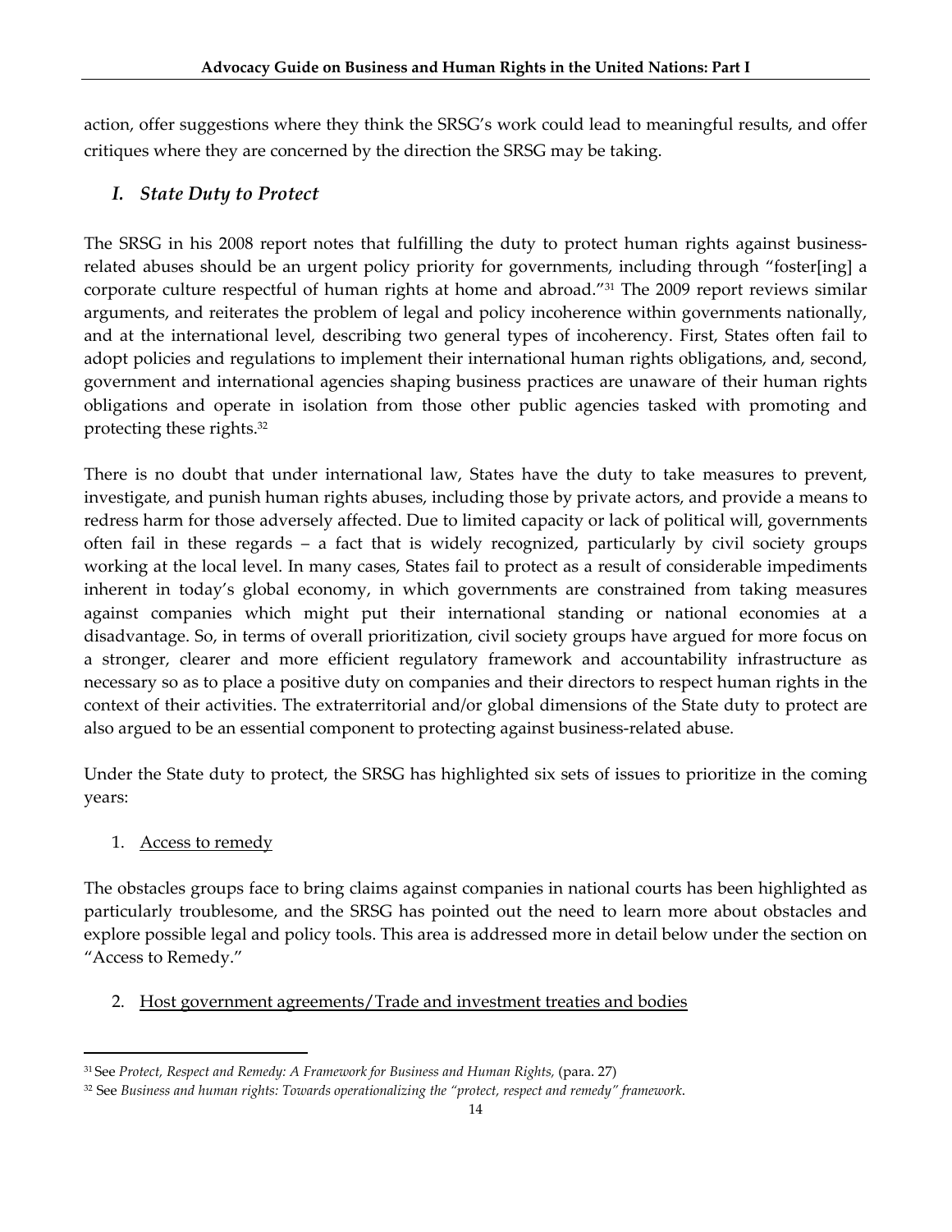action, offer suggestions where they think the SRSG's work could lead to meaningful results, and offer critiques where they are concerned by the direction the SRSG may be taking.

## *I. State Duty to Protect*

The SRSG in his 2008 report notes that fulfilling the duty to protect human rights against business-related abuses should be an urgent policy priority for governments, including through "foster[ing] a corporate culture respectful of human rights at home and abroad."[31] The 2009 report reviews similar arguments, and reiterates the problem of legal and policy incoherence within governments nationally, and at the international level, describing two general types of incoherency. First, States often fail to adopt policies and regulations to implement their international human rights obligations, and, second, government and international agencies shaping business practices are unaware of their human rights obligations and operate in isolation from those other public agencies tasked with promoting and protecting these rights.[32]

There is no doubt that under international law, States have the duty to take measures to prevent, investigate, and punish human rights abuses, including those by private actors, and provide a means to redress harm for those adversely affected. Due to limited capacity or lack of political will, governments often fail in these regards – a fact that is widely recognized, particularly by civil society groups working at the local level. In many cases, States fail to protect as a result of considerable impediments inherent in today's global economy, in which governments are constrained from taking measures against companies which might put their international standing or national economies at a disadvantage. So, in terms of overall prioritization, civil society groups have argued for more focus on a stronger, clearer and more efficient regulatory framework and accountability infrastructure as necessary so as to place a positive duty on companies and their directors to respect human rights in the context of their activities. The extraterritorial and/or global dimensions of the State duty to protect are also argued to be an essential component to protecting against business-related abuse.

Under the State duty to protect, the SRSG has highlighted six sets of issues to prioritize in the coming years:

1. Access to remedy

The obstacles groups face to bring claims against companies in national courts has been highlighted as particularly troublesome, and the SRSG has pointed out the need to learn more about obstacles and explore possible legal and policy tools. This area is addressed more in detail below under the section on "Access to Remedy."

2. Host government agreements/Trade and investment treaties and bodies

---

[31] See *Protect, Respect and Remedy: A Framework for Business and Human Rights,* (para. 27)

[32] See *Business and human rights: Towards operationalizing the "protect, respect and remedy" framework*.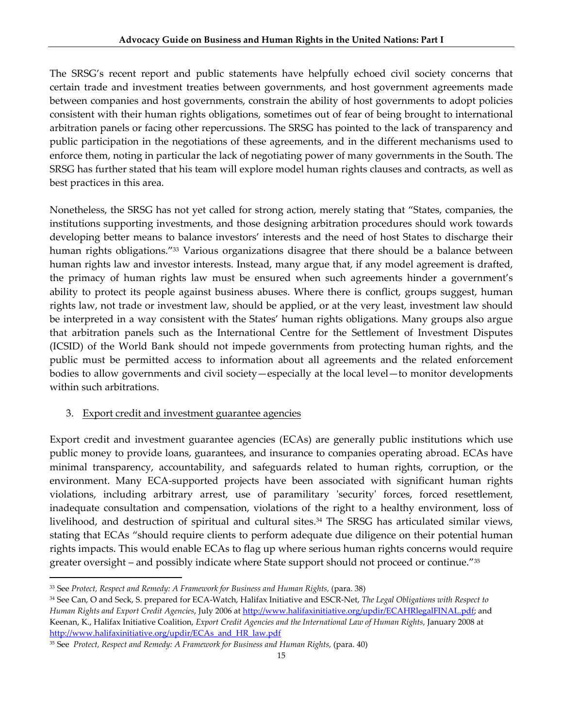The SRSG's recent report and public statements have helpfully echoed civil society concerns that certain trade and investment treaties between governments, and host government agreements made between companies and host governments, constrain the ability of host governments to adopt policies consistent with their human rights obligations, sometimes out of fear of being brought to international arbitration panels or facing other repercussions. The SRSG has pointed to the lack of transparency and public participation in the negotiations of these agreements, and in the different mechanisms used to enforce them, noting in particular the lack of negotiating power of many governments in the South. The SRSG has further stated that his team will explore model human rights clauses and contracts, as well as best practices in this area.

Nonetheless, the SRSG has not yet called for strong action, merely stating that "States, companies, the institutions supporting investments, and those designing arbitration procedures should work towards developing better means to balance investors' interests and the need of host States to discharge their human rights obligations."[33] Various organizations disagree that there should be a balance between human rights law and investor interests. Instead, many argue that, if any model agreement is drafted, the primacy of human rights law must be ensured when such agreements hinder a government's ability to protect its people against business abuses. Where there is conflict, groups suggest, human rights law, not trade or investment law, should be applied, or at the very least, investment law should be interpreted in a way consistent with the States' human rights obligations. Many groups also argue that arbitration panels such as the International Centre for the Settlement of Investment Disputes (ICSID) of the World Bank should not impede governments from protecting human rights, and the public must be permitted access to information about all agreements and the related enforcement bodies to allow governments and civil society—especially at the local level—to monitor developments within such arbitrations.

3. Export credit and investment guarantee agencies

Export credit and investment guarantee agencies (ECAs) are generally public institutions which use public money to provide loans, guarantees, and insurance to companies operating abroad. ECAs have minimal transparency, accountability, and safeguards related to human rights, corruption, or the environment. Many ECA-supported projects have been associated with significant human rights violations, including arbitrary arrest, use of paramilitary 'security' forces, forced resettlement, inadequate consultation and compensation, violations of the right to a healthy environment, loss of livelihood, and destruction of spiritual and cultural sites.[34] The SRSG has articulated similar views, stating that ECAs "should require clients to perform adequate due diligence on their potential human rights impacts. This would enable ECAs to flag up where serious human rights concerns would require greater oversight – and possibly indicate where State support should not proceed or continue."[35]

---

[33] See *Protect, Respect and Remedy: A Framework for Business and Human Rights,* (para. 38)

[34] See Can, O and Seck, S. prepared for ECA-Watch, Halifax Initiative and ESCR-Net, *The Legal Obligations with Respect to Human Rights and Export Credit Agencies*, July 2006 at http://www.halifaxinitiative.org/updir/ECAHRlegalFINAL.pdf; and Keenan, K., Halifax Initiative Coalition, *Export Credit Agencies and the International Law of Human Rights,* January 2008 at http://www.halifaxinitiative.org/updir/ECAs_and_HR_law.pdf

[35] See *Protect, Respect and Remedy: A Framework for Business and Human Rights,* (para. 40)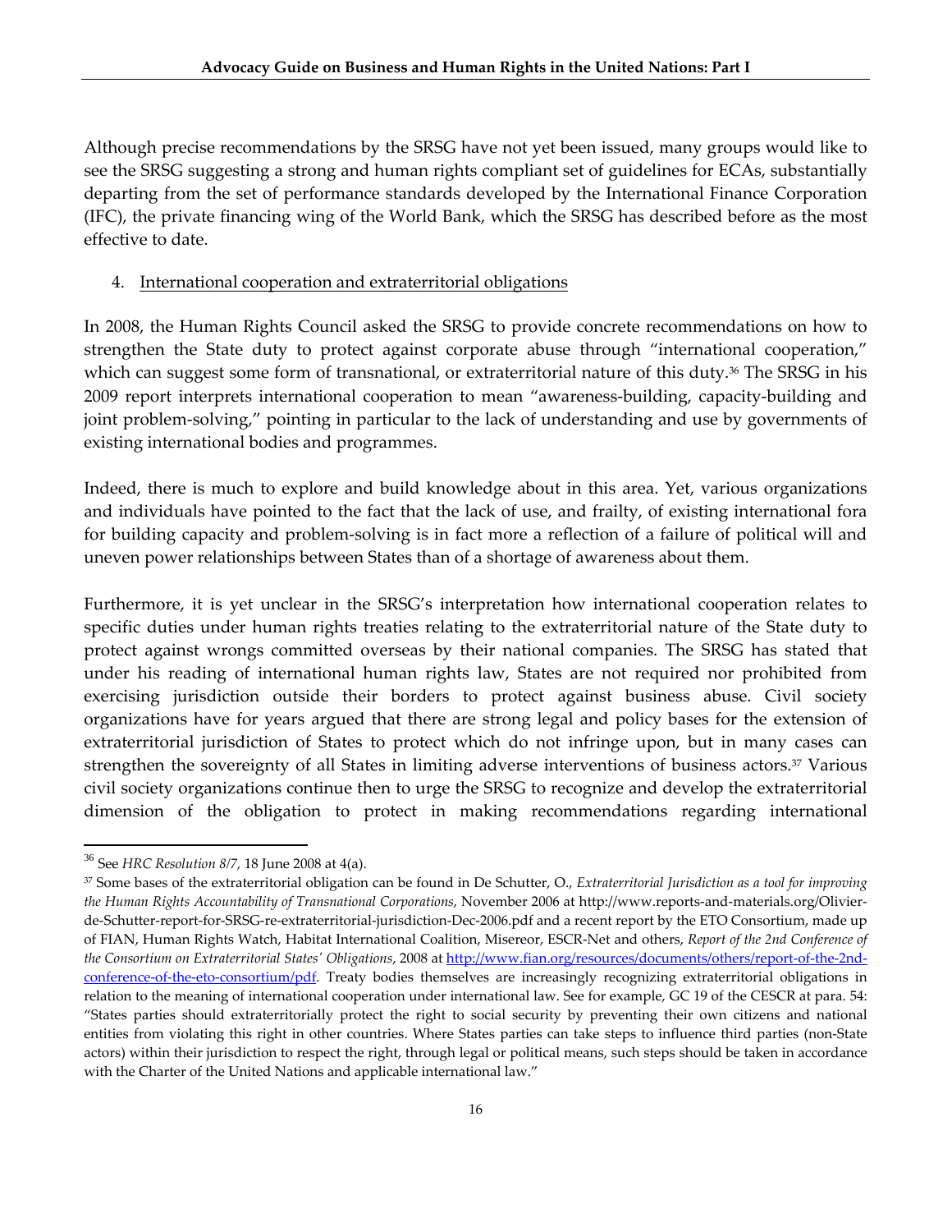Although precise recommendations by the SRSG have not yet been issued, many groups would like to see the SRSG suggesting a strong and human rights compliant set of guidelines for ECAs, substantially departing from the set of performance standards developed by the International Finance Corporation (IFC), the private financing wing of the World Bank, which the SRSG has described before as the most effective to date.

4. International cooperation and extraterritorial obligations

In 2008, the Human Rights Council asked the SRSG to provide concrete recommendations on how to strengthen the State duty to protect against corporate abuse through "international cooperation," which can suggest some form of transnational, or extraterritorial nature of this duty.[36] The SRSG in his 2009 report interprets international cooperation to mean "awareness-building, capacity-building and joint problem-solving," pointing in particular to the lack of understanding and use by governments of existing international bodies and programmes.

Indeed, there is much to explore and build knowledge about in this area. Yet, various organizations and individuals have pointed to the fact that the lack of use, and frailty, of existing international fora for building capacity and problem-solving is in fact more a reflection of a failure of political will and uneven power relationships between States than of a shortage of awareness about them.

Furthermore, it is yet unclear in the SRSG's interpretation how international cooperation relates to specific duties under human rights treaties relating to the extraterritorial nature of the State duty to protect against wrongs committed overseas by their national companies. The SRSG has stated that under his reading of international human rights law, States are not required nor prohibited from exercising jurisdiction outside their borders to protect against business abuse. Civil society organizations have for years argued that there are strong legal and policy bases for the extension of extraterritorial jurisdiction of States to protect which do not infringe upon, but in many cases can strengthen the sovereignty of all States in limiting adverse interventions of business actors.[37] Various civil society organizations continue then to urge the SRSG to recognize and develop the extraterritorial dimension of the obligation to protect in making recommendations regarding international

---

[36] See *HRC Resolution 8/7,* 18 June 2008 at 4(a).

[37] Some bases of the extraterritorial obligation can be found in De Schutter, O., *Extraterritorial Jurisdiction as a tool for improving the Human Rights Accountability of Transnational Corporations*, November 2006 at http://www.reports-and-materials.org/Olivier-de-Schutter-report-for-SRSG-re-extraterritorial-jurisdiction-Dec-2006.pdf and a recent report by the ETO Consortium, made up of FIAN, Human Rights Watch, Habitat International Coalition, Misereor, ESCR-Net and others, *Report of the 2nd Conference of the Consortium on Extraterritorial States' Obligations*, 2008 at http://www.fian.org/resources/documents/others/report-of-the-2nd-conference-of-the-eto-consortium/pdf. Treaty bodies themselves are increasingly recognizing extraterritorial obligations in relation to the meaning of international cooperation under international law. See for example, GC 19 of the CESCR at para. 54: "States parties should extraterritorially protect the right to social security by preventing their own citizens and national entities from violating this right in other countries. Where States parties can take steps to influence third parties (non-State actors) within their jurisdiction to respect the right, through legal or political means, such steps should be taken in accordance with the Charter of the United Nations and applicable international law."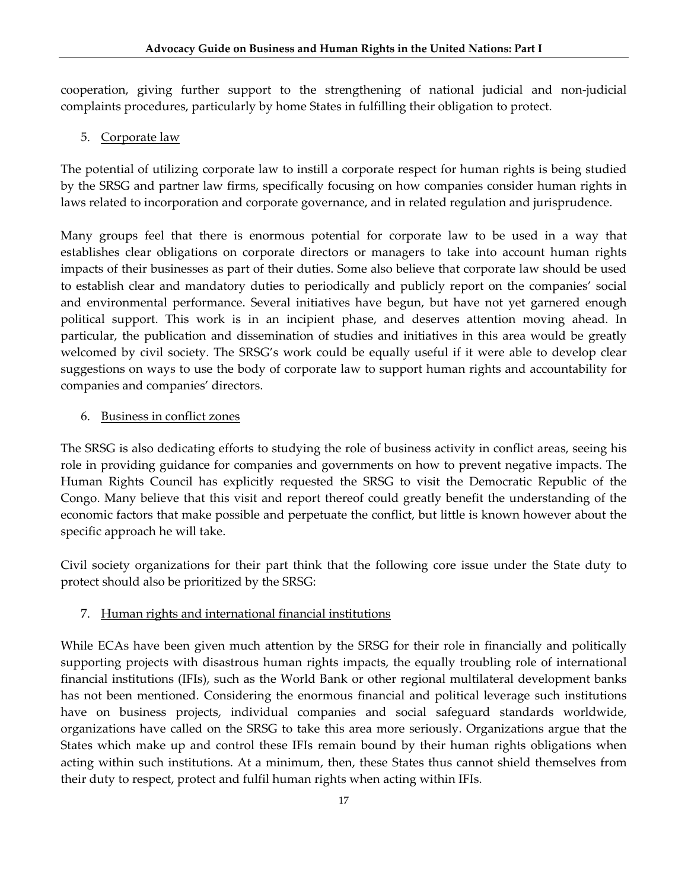cooperation, giving further support to the strengthening of national judicial and non-judicial complaints procedures, particularly by home States in fulfilling their obligation to protect.

5. Corporate law

The potential of utilizing corporate law to instill a corporate respect for human rights is being studied by the SRSG and partner law firms, specifically focusing on how companies consider human rights in laws related to incorporation and corporate governance, and in related regulation and jurisprudence.

Many groups feel that there is enormous potential for corporate law to be used in a way that establishes clear obligations on corporate directors or managers to take into account human rights impacts of their businesses as part of their duties. Some also believe that corporate law should be used to establish clear and mandatory duties to periodically and publicly report on the companies' social and environmental performance. Several initiatives have begun, but have not yet garnered enough political support. This work is in an incipient phase, and deserves attention moving ahead. In particular, the publication and dissemination of studies and initiatives in this area would be greatly welcomed by civil society. The SRSG's work could be equally useful if it were able to develop clear suggestions on ways to use the body of corporate law to support human rights and accountability for companies and companies' directors.

6. Business in conflict zones

The SRSG is also dedicating efforts to studying the role of business activity in conflict areas, seeing his role in providing guidance for companies and governments on how to prevent negative impacts. The Human Rights Council has explicitly requested the SRSG to visit the Democratic Republic of the Congo. Many believe that this visit and report thereof could greatly benefit the understanding of the economic factors that make possible and perpetuate the conflict, but little is known however about the specific approach he will take.

Civil society organizations for their part think that the following core issue under the State duty to protect should also be prioritized by the SRSG:

7. Human rights and international financial institutions

While ECAs have been given much attention by the SRSG for their role in financially and politically supporting projects with disastrous human rights impacts, the equally troubling role of international financial institutions (IFIs), such as the World Bank or other regional multilateral development banks has not been mentioned. Considering the enormous financial and political leverage such institutions have on business projects, individual companies and social safeguard standards worldwide, organizations have called on the SRSG to take this area more seriously. Organizations argue that the States which make up and control these IFIs remain bound by their human rights obligations when acting within such institutions. At a minimum, then, these States thus cannot shield themselves from their duty to respect, protect and fulfil human rights when acting within IFIs.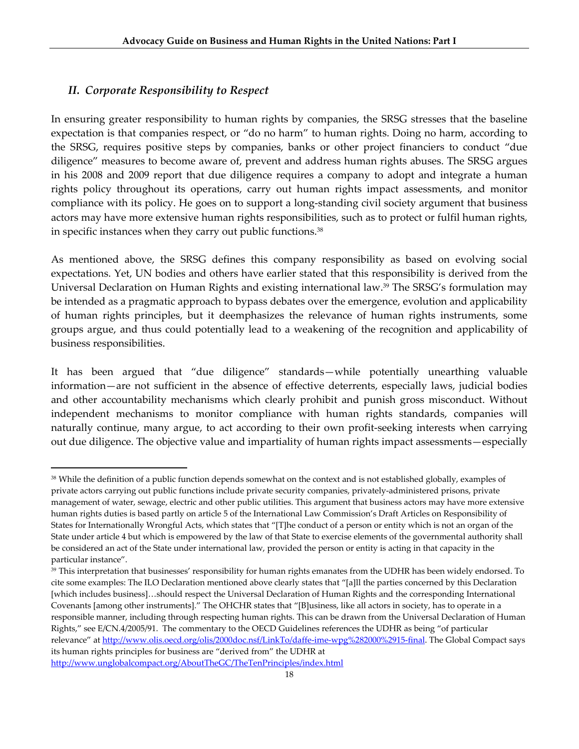## *II. Corporate Responsibility to Respect*

In ensuring greater responsibility to human rights by companies, the SRSG stresses that the baseline expectation is that companies respect, or "do no harm" to human rights. Doing no harm, according to the SRSG, requires positive steps by companies, banks or other project financiers to conduct "due diligence" measures to become aware of, prevent and address human rights abuses. The SRSG argues in his 2008 and 2009 report that due diligence requires a company to adopt and integrate a human rights policy throughout its operations, carry out human rights impact assessments, and monitor compliance with its policy. He goes on to support a long-standing civil society argument that business actors may have more extensive human rights responsibilities, such as to protect or fulfil human rights, in specific instances when they carry out public functions.[38]

As mentioned above, the SRSG defines this company responsibility as based on evolving social expectations. Yet, UN bodies and others have earlier stated that this responsibility is derived from the Universal Declaration on Human Rights and existing international law.[39] The SRSG's formulation may be intended as a pragmatic approach to bypass debates over the emergence, evolution and applicability of human rights principles, but it deemphasizes the relevance of human rights instruments, some groups argue, and thus could potentially lead to a weakening of the recognition and applicability of business responsibilities.

It has been argued that "due diligence" standards—while potentially unearthing valuable information—are not sufficient in the absence of effective deterrents, especially laws, judicial bodies and other accountability mechanisms which clearly prohibit and punish gross misconduct. Without independent mechanisms to monitor compliance with human rights standards, companies will naturally continue, many argue, to act according to their own profit-seeking interests when carrying out due diligence. The objective value and impartiality of human rights impact assessments—especially

---

[38] While the definition of a public function depends somewhat on the context and is not established globally, examples of private actors carrying out public functions include private security companies, privately-administered prisons, private management of water, sewage, electric and other public utilities. This argument that business actors may have more extensive human rights duties is based partly on article 5 of the International Law Commission's Draft Articles on Responsibility of States for Internationally Wrongful Acts, which states that "[T]he conduct of a person or entity which is not an organ of the State under article 4 but which is empowered by the law of that State to exercise elements of the governmental authority shall be considered an act of the State under international law, provided the person or entity is acting in that capacity in the particular instance".

[39] This interpretation that businesses' responsibility for human rights emanates from the UDHR has been widely endorsed. To cite some examples: The ILO Declaration mentioned above clearly states that "[a]ll the parties concerned by this Declaration [which includes business]…should respect the Universal Declaration of Human Rights and the corresponding International Covenants [among other instruments]." The OHCHR states that "[B]usiness, like all actors in society, has to operate in a responsible manner, including through respecting human rights. This can be drawn from the Universal Declaration of Human Rights," see E/CN.4/2005/91. The commentary to the OECD Guidelines references the UDHR as being "of particular relevance" at http://www.olis.oecd.org/olis/2000doc.nsf/LinkTo/daffe-ime-wpg%282000%2915-final. The Global Compact says its human rights principles for business are "derived from" the UDHR at http://www.unglobalcompact.org/AboutTheGC/TheTenPrinciples/index.html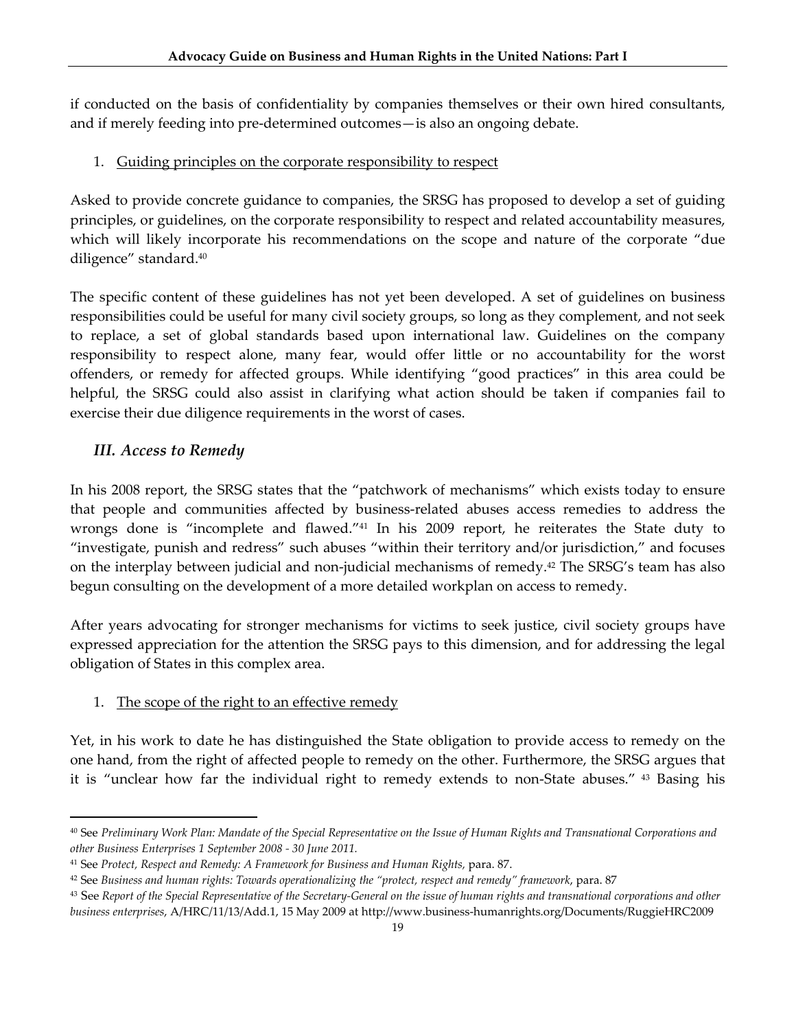if conducted on the basis of confidentiality by companies themselves or their own hired consultants, and if merely feeding into pre-determined outcomes—is also an ongoing debate.

1. Guiding principles on the corporate responsibility to respect

Asked to provide concrete guidance to companies, the SRSG has proposed to develop a set of guiding principles, or guidelines, on the corporate responsibility to respect and related accountability measures, which will likely incorporate his recommendations on the scope and nature of the corporate "due diligence" standard.[40]

The specific content of these guidelines has not yet been developed. A set of guidelines on business responsibilities could be useful for many civil society groups, so long as they complement, and not seek to replace, a set of global standards based upon international law. Guidelines on the company responsibility to respect alone, many fear, would offer little or no accountability for the worst offenders, or remedy for affected groups. While identifying "good practices" in this area could be helpful, the SRSG could also assist in clarifying what action should be taken if companies fail to exercise their due diligence requirements in the worst of cases.

## *III. Access to Remedy*

In his 2008 report, the SRSG states that the "patchwork of mechanisms" which exists today to ensure that people and communities affected by business-related abuses access remedies to address the wrongs done is "incomplete and flawed."[41] In his 2009 report, he reiterates the State duty to "investigate, punish and redress" such abuses "within their territory and/or jurisdiction," and focuses on the interplay between judicial and non-judicial mechanisms of remedy.[42] The SRSG's team has also begun consulting on the development of a more detailed workplan on access to remedy.

After years advocating for stronger mechanisms for victims to seek justice, civil society groups have expressed appreciation for the attention the SRSG pays to this dimension, and for addressing the legal obligation of States in this complex area.

1. The scope of the right to an effective remedy

Yet, in his work to date he has distinguished the State obligation to provide access to remedy on the one hand, from the right of affected people to remedy on the other. Furthermore, the SRSG argues that it is "unclear how far the individual right to remedy extends to non-State abuses." [43] Basing his

---

[40] See *Preliminary Work Plan: Mandate of the Special Representative on the Issue of Human Rights and Transnational Corporations and other Business Enterprises 1 September 2008 - 30 June 2011.*

[41] See *Protect, Respect and Remedy: A Framework for Business and Human Rights,* para. 87.

[42] See *Business and human rights: Towards operationalizing the "protect, respect and remedy" framework*, para. 87

[43] See *Report of the Special Representative of the Secretary-General on the issue of human rights and transnational corporations and other business enterprises*, A/HRC/11/13/Add.1, 15 May 2009 at http://www.business-humanrights.org/Documents/RuggieHRC2009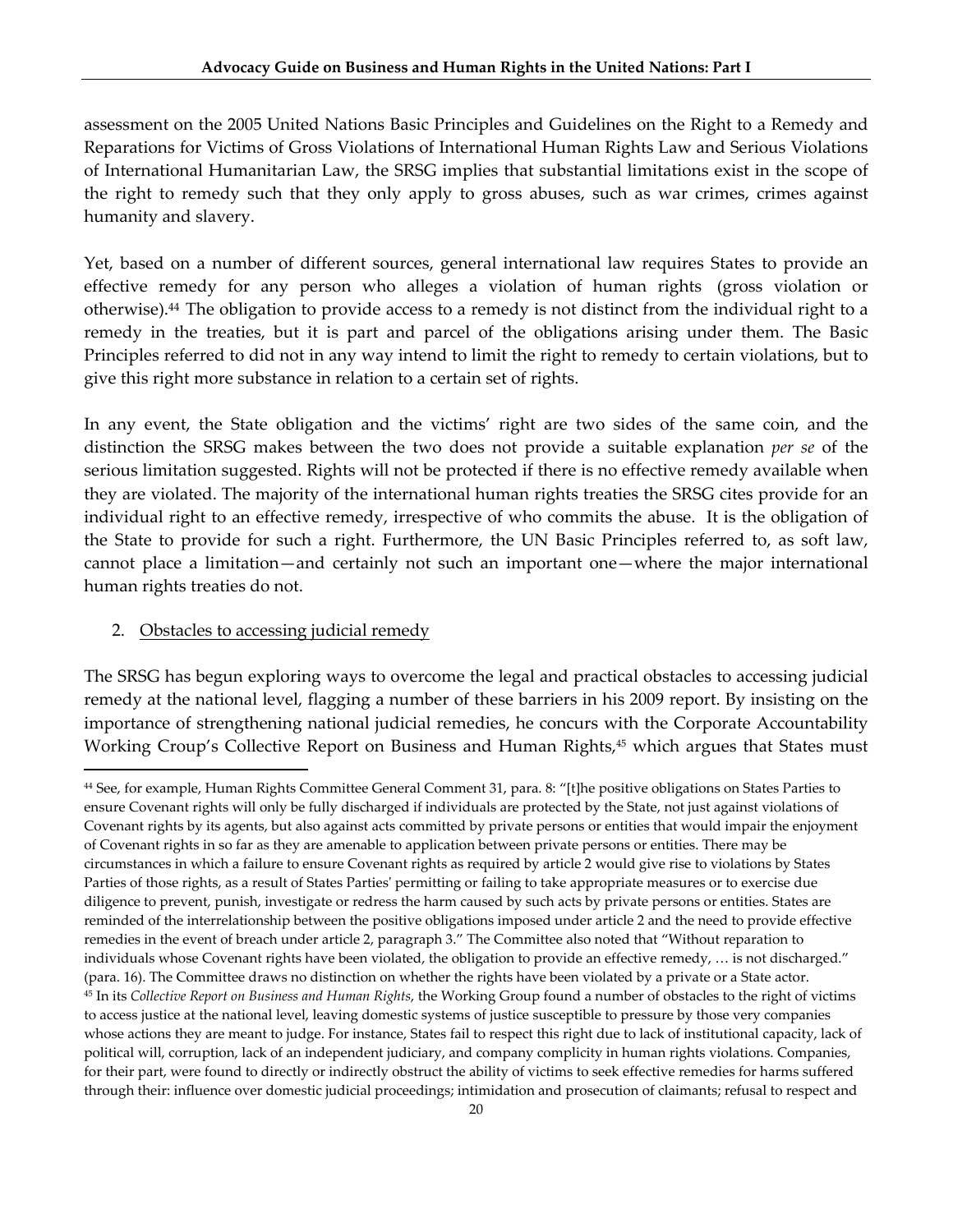assessment on the 2005 United Nations Basic Principles and Guidelines on the Right to a Remedy and Reparations for Victims of Gross Violations of International Human Rights Law and Serious Violations of International Humanitarian Law, the SRSG implies that substantial limitations exist in the scope of the right to remedy such that they only apply to gross abuses, such as war crimes, crimes against humanity and slavery.

Yet, based on a number of different sources, general international law requires States to provide an effective remedy for any person who alleges a violation of human rights (gross violation or otherwise).[44] The obligation to provide access to a remedy is not distinct from the individual right to a remedy in the treaties, but it is part and parcel of the obligations arising under them. The Basic Principles referred to did not in any way intend to limit the right to remedy to certain violations, but to give this right more substance in relation to a certain set of rights.

In any event, the State obligation and the victims' right are two sides of the same coin, and the distinction the SRSG makes between the two does not provide a suitable explanation *per se* of the serious limitation suggested. Rights will not be protected if there is no effective remedy available when they are violated. The majority of the international human rights treaties the SRSG cites provide for an individual right to an effective remedy, irrespective of who commits the abuse. It is the obligation of the State to provide for such a right. Furthermore, the UN Basic Principles referred to, as soft law, cannot place a limitation—and certainly not such an important one—where the major international human rights treaties do not.

2. Obstacles to accessing judicial remedy

The SRSG has begun exploring ways to overcome the legal and practical obstacles to accessing judicial remedy at the national level, flagging a number of these barriers in his 2009 report. By insisting on the importance of strengthening national judicial remedies, he concurs with the Corporate Accountability Working Croup's Collective Report on Business and Human Rights,[45] which argues that States must

---

[44] See, for example, Human Rights Committee General Comment 31, para. 8: "[t]he positive obligations on States Parties to ensure Covenant rights will only be fully discharged if individuals are protected by the State, not just against violations of Covenant rights by its agents, but also against acts committed by private persons or entities that would impair the enjoyment of Covenant rights in so far as they are amenable to application between private persons or entities. There may be circumstances in which a failure to ensure Covenant rights as required by article 2 would give rise to violations by States Parties of those rights, as a result of States Parties' permitting or failing to take appropriate measures or to exercise due diligence to prevent, punish, investigate or redress the harm caused by such acts by private persons or entities. States are reminded of the interrelationship between the positive obligations imposed under article 2 and the need to provide effective remedies in the event of breach under article 2, paragraph 3." The Committee also noted that "Without reparation to individuals whose Covenant rights have been violated, the obligation to provide an effective remedy, … is not discharged." (para. 16). The Committee draws no distinction on whether the rights have been violated by a private or a State actor.

[45] In its *Collective Report on Business and Human Rights*, the Working Group found a number of obstacles to the right of victims to access justice at the national level, leaving domestic systems of justice susceptible to pressure by those very companies whose actions they are meant to judge. For instance, States fail to respect this right due to lack of institutional capacity, lack of political will, corruption, lack of an independent judiciary, and company complicity in human rights violations. Companies, for their part, were found to directly or indirectly obstruct the ability of victims to seek effective remedies for harms suffered through their: influence over domestic judicial proceedings; intimidation and prosecution of claimants; refusal to respect and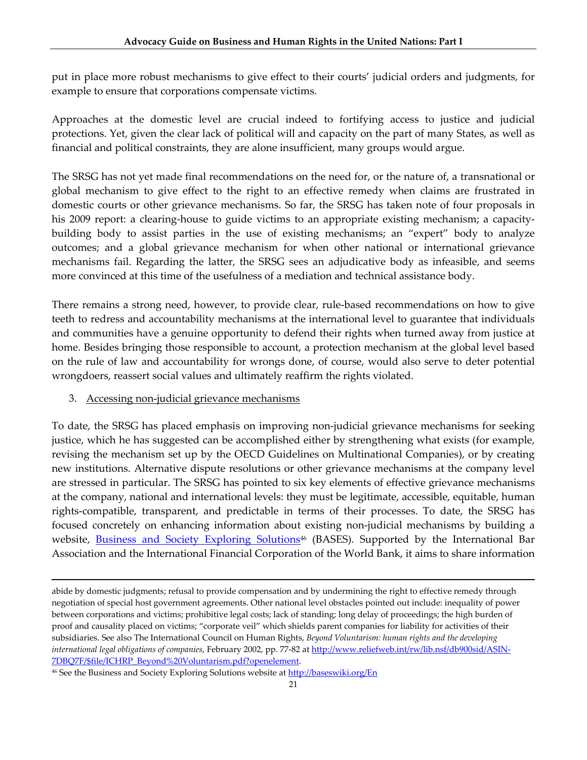put in place more robust mechanisms to give effect to their courts' judicial orders and judgments, for example to ensure that corporations compensate victims.

Approaches at the domestic level are crucial indeed to fortifying access to justice and judicial protections. Yet, given the clear lack of political will and capacity on the part of many States, as well as financial and political constraints, they are alone insufficient, many groups would argue.

The SRSG has not yet made final recommendations on the need for, or the nature of, a transnational or global mechanism to give effect to the right to an effective remedy when claims are frustrated in domestic courts or other grievance mechanisms. So far, the SRSG has taken note of four proposals in his 2009 report: a clearing-house to guide victims to an appropriate existing mechanism; a capacity-building body to assist parties in the use of existing mechanisms; an "expert" body to analyze outcomes; and a global grievance mechanism for when other national or international grievance mechanisms fail. Regarding the latter, the SRSG sees an adjudicative body as infeasible, and seems more convinced at this time of the usefulness of a mediation and technical assistance body.

There remains a strong need, however, to provide clear, rule-based recommendations on how to give teeth to redress and accountability mechanisms at the international level to guarantee that individuals and communities have a genuine opportunity to defend their rights when turned away from justice at home. Besides bringing those responsible to account, a protection mechanism at the global level based on the rule of law and accountability for wrongs done, of course, would also serve to deter potential wrongdoers, reassert social values and ultimately reaffirm the rights violated.

3. Accessing non-judicial grievance mechanisms

To date, the SRSG has placed emphasis on improving non-judicial grievance mechanisms for seeking justice, which he has suggested can be accomplished either by strengthening what exists (for example, revising the mechanism set up by the OECD Guidelines on Multinational Companies), or by creating new institutions. Alternative dispute resolutions or other grievance mechanisms at the company level are stressed in particular. The SRSG has pointed to six key elements of effective grievance mechanisms at the company, national and international levels: they must be legitimate, accessible, equitable, human rights-compatible, transparent, and predictable in terms of their processes. To date, the SRSG has focused concretely on enhancing information about existing non-judicial mechanisms by building a website, Business and Society Exploring Solutions[46] (BASES). Supported by the International Bar Association and the International Financial Corporation of the World Bank, it aims to share information

---

abide by domestic judgments; refusal to provide compensation and by undermining the right to effective remedy through negotiation of special host government agreements. Other national level obstacles pointed out include: inequality of power between corporations and victims; prohibitive legal costs; lack of standing; long delay of proceedings; the high burden of proof and causality placed on victims; "corporate veil" which shields parent companies for liability for activities of their subsidiaries. See also The International Council on Human Rights, *Beyond Voluntarism: human rights and the developing international legal obligations of companies*, February 2002, pp. 77-82 at http://www.reliefweb.int/rw/lib.nsf/db900sid/ASIN-7DBQ7F/$file/ICHRP_Beyond%20Voluntarism.pdf?openelement.

[46] See the Business and Society Exploring Solutions website at http://baseswiki.org/En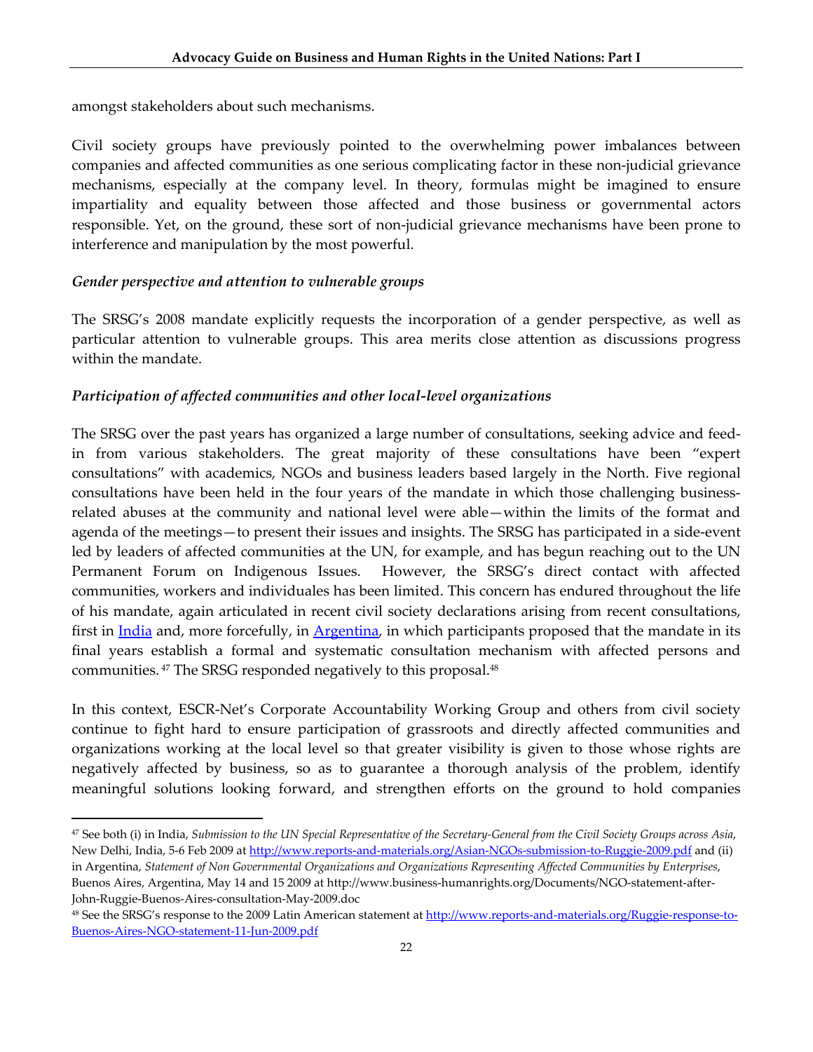amongst stakeholders about such mechanisms.

Civil society groups have previously pointed to the overwhelming power imbalances between companies and affected communities as one serious complicating factor in these non-judicial grievance mechanisms, especially at the company level. In theory, formulas might be imagined to ensure impartiality and equality between those affected and those business or governmental actors responsible. Yet, on the ground, these sort of non-judicial grievance mechanisms have been prone to interference and manipulation by the most powerful.

### *Gender perspective and attention to vulnerable groups*

The SRSG's 2008 mandate explicitly requests the incorporation of a gender perspective, as well as particular attention to vulnerable groups. This area merits close attention as discussions progress within the mandate.

### *Participation of affected communities and other local-level organizations*

The SRSG over the past years has organized a large number of consultations, seeking advice and feed-in from various stakeholders. The great majority of these consultations have been "expert consultations" with academics, NGOs and business leaders based largely in the North. Five regional consultations have been held in the four years of the mandate in which those challenging business-related abuses at the community and national level were able—within the limits of the format and agenda of the meetings—to present their issues and insights. The SRSG has participated in a side-event led by leaders of affected communities at the UN, for example, and has begun reaching out to the UN Permanent Forum on Indigenous Issues. However, the SRSG's direct contact with affected communities, workers and individuales has been limited. This concern has endured throughout the life of his mandate, again articulated in recent civil society declarations arising from recent consultations, first in India and, more forcefully, in Argentina, in which participants proposed that the mandate in its final years establish a formal and systematic consultation mechanism with affected persons and communities.[47] The SRSG responded negatively to this proposal.[48]

In this context, ESCR-Net's Corporate Accountability Working Group and others from civil society continue to fight hard to ensure participation of grassroots and directly affected communities and organizations working at the local level so that greater visibility is given to those whose rights are negatively affected by business, so as to guarantee a thorough analysis of the problem, identify meaningful solutions looking forward, and strengthen efforts on the ground to hold companies

---

[47] See both (i) in India, *Submission to the UN Special Representative of the Secretary-General from the Civil Society Groups across Asia*, New Delhi, India, 5-6 Feb 2009 at http://www.reports-and-materials.org/Asian-NGOs-submission-to-Ruggie-2009.pdf and (ii) in Argentina, *Statement of Non Governmental Organizations and Organizations Representing Affected Communities by Enterprises*, Buenos Aires, Argentina, May 14 and 15 2009 at http://www.business-humanrights.org/Documents/NGO-statement-after-John-Ruggie-Buenos-Aires-consultation-May-2009.doc

[48] See the SRSG's response to the 2009 Latin American statement at http://www.reports-and-materials.org/Ruggie-response-to-Buenos-Aires-NGO-statement-11-Jun-2009.pdf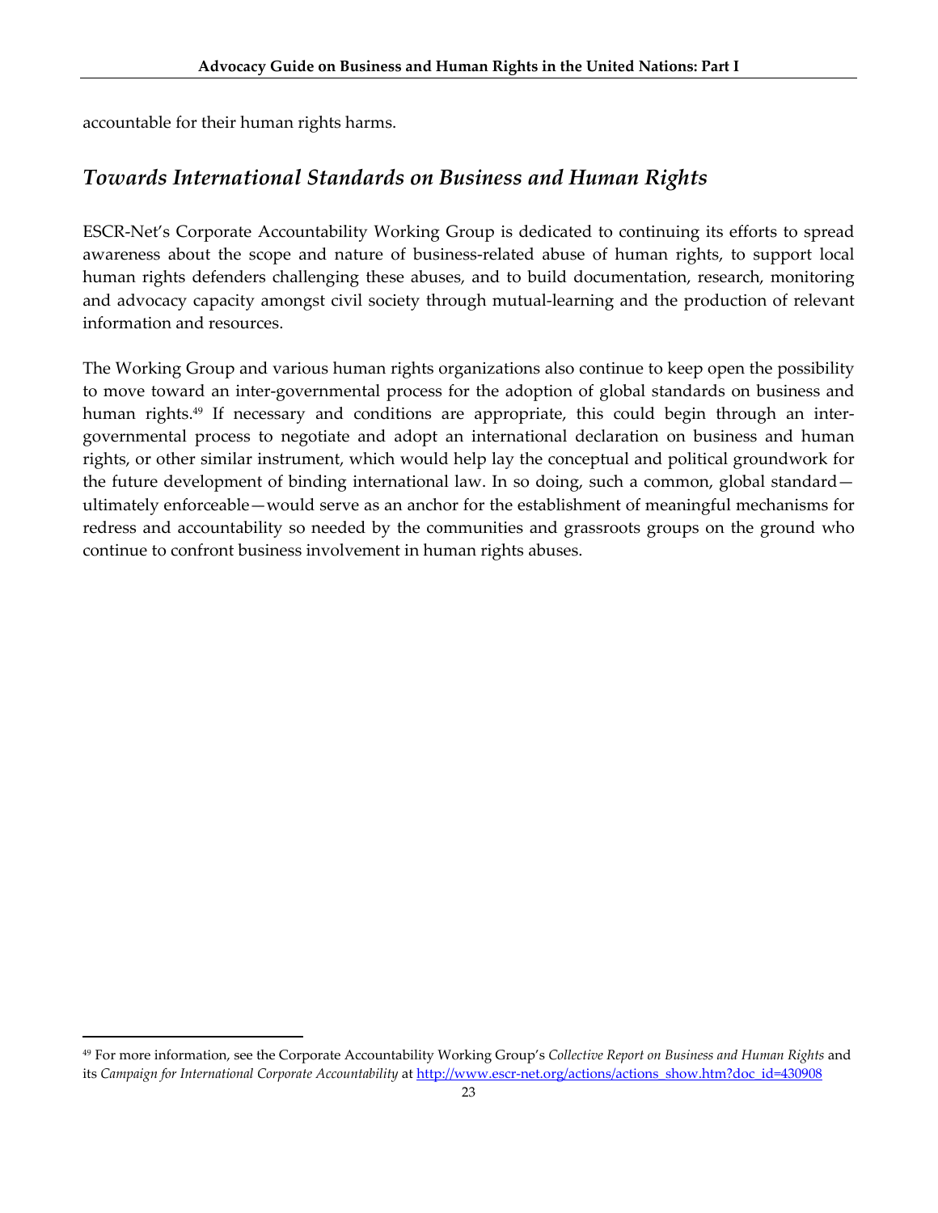accountable for their human rights harms.

## *Towards International Standards on Business and Human Rights*

ESCR-Net's Corporate Accountability Working Group is dedicated to continuing its efforts to spread awareness about the scope and nature of business-related abuse of human rights, to support local human rights defenders challenging these abuses, and to build documentation, research, monitoring and advocacy capacity amongst civil society through mutual-learning and the production of relevant information and resources.

The Working Group and various human rights organizations also continue to keep open the possibility to move toward an inter-governmental process for the adoption of global standards on business and human rights.[49] If necessary and conditions are appropriate, this could begin through an inter-governmental process to negotiate and adopt an international declaration on business and human rights, or other similar instrument, which would help lay the conceptual and political groundwork for the future development of binding international law. In so doing, such a common, global standard—ultimately enforceable—would serve as an anchor for the establishment of meaningful mechanisms for redress and accountability so needed by the communities and grassroots groups on the ground who continue to confront business involvement in human rights abuses.

---

[49] For more information, see the Corporate Accountability Working Group's *Collective Report on Business and Human Rights* and its *Campaign for International Corporate Accountability* at http://www.escr-net.org/actions/actions_show.htm?doc_id=430908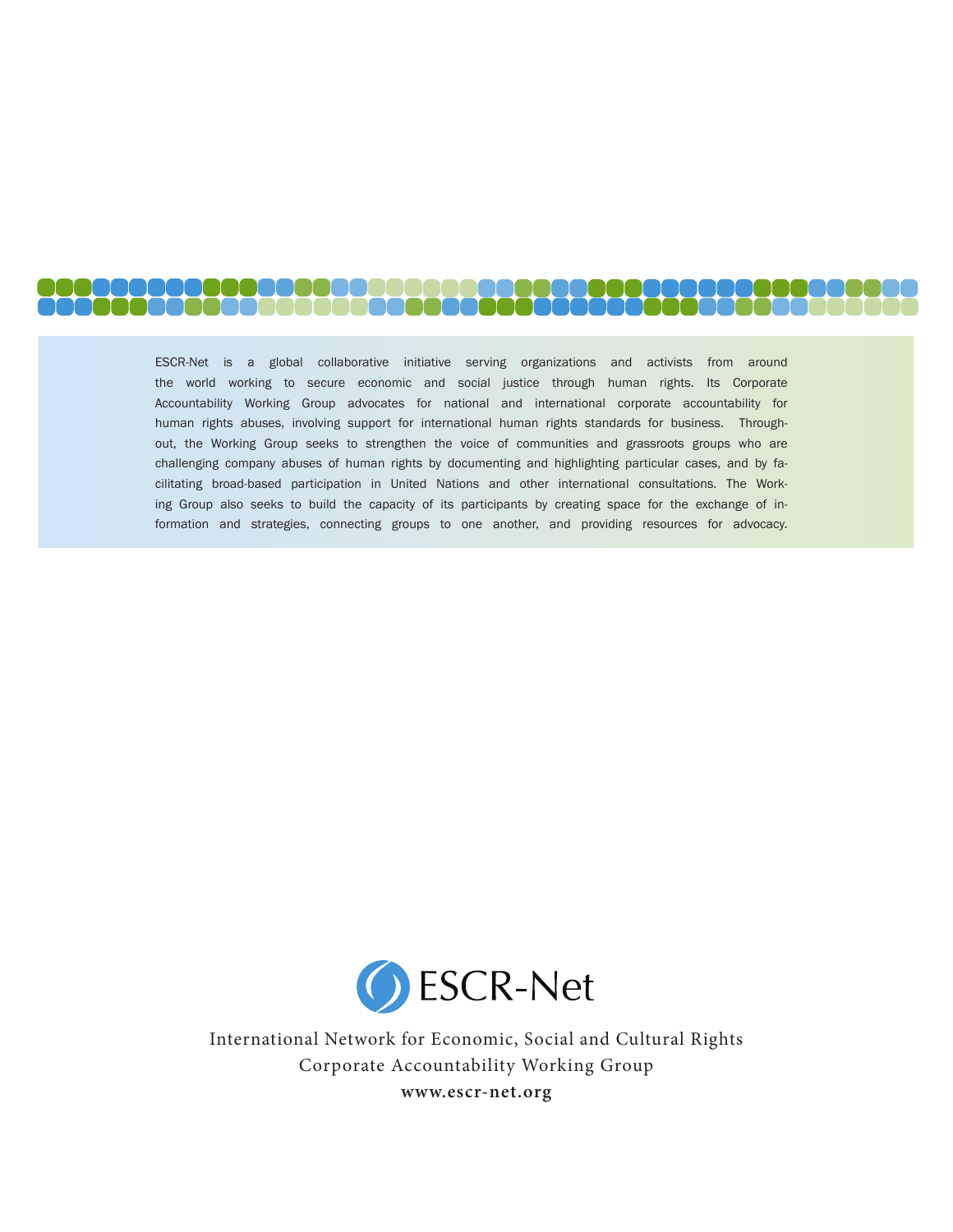ESCR-Net is a global collaborative initiative serving organizations and activists from around the world working to secure economic and social justice through human rights. Its Corporate Accountability Working Group advocates for national and international corporate accountability for human rights abuses, involving support for international human rights standards for business. Throughout, the Working Group seeks to strengthen the voice of communities and grassroots groups who are challenging company abuses of human rights by documenting and highlighting particular cases, and by facilitating broad-based participation in United Nations and other international consultations. The Working Group also seeks to build the capacity of its participants by creating space for the exchange of information and strategies, connecting groups to one another, and providing resources for advocacy.

ESCR-Net

International Network for Economic, Social and Cultural Rights
Corporate Accountability Working Group
**www.escr-net.org**